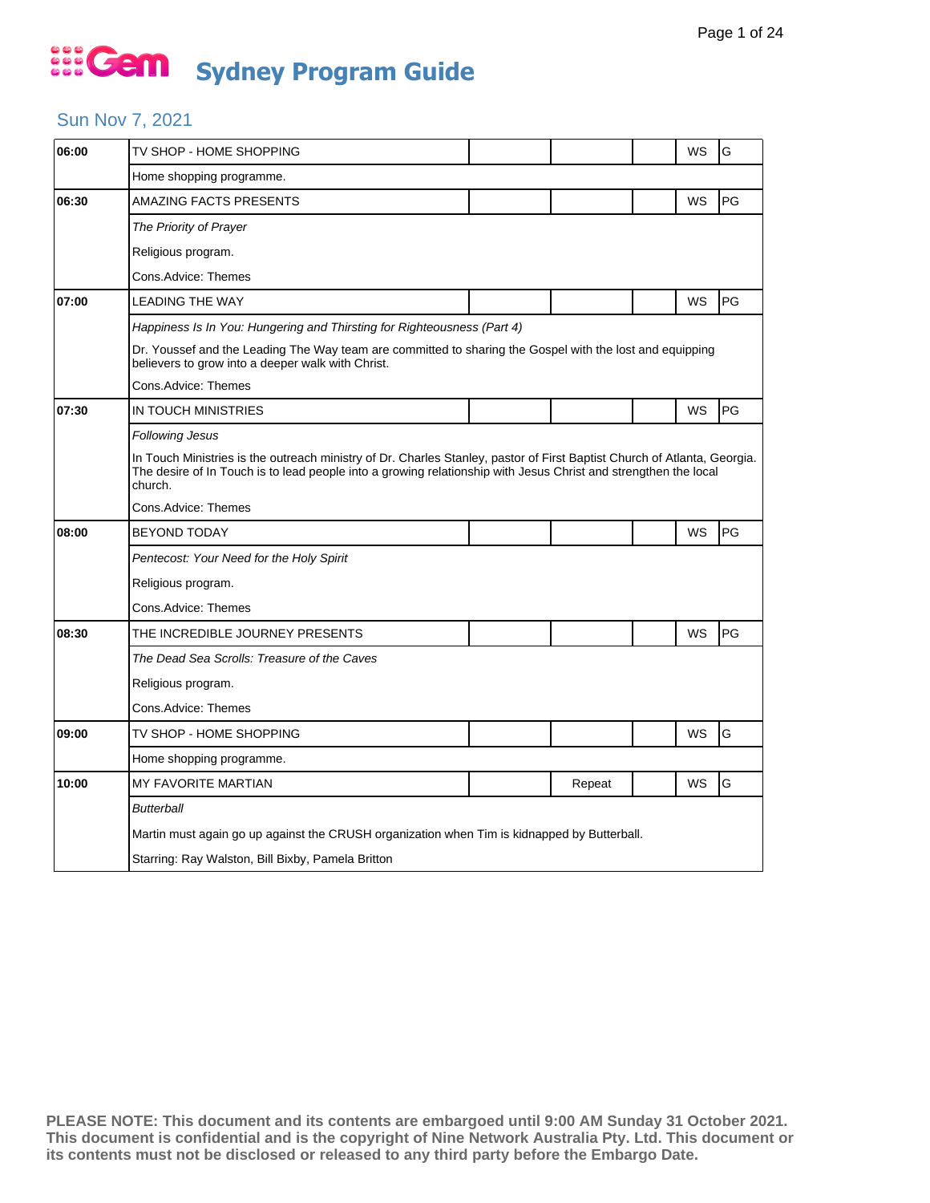# Gem Sydney Program Guide

## Sun Nov 7, 2021

| Time | Program | | | | | |
|---|---|---|---|---|---|---|
| 06:00 | TV SHOP - HOME SHOPPING | | | | WS | G |
| | Home shopping programme. | | | | | |
| 06:30 | AMAZING FACTS PRESENTS | | | | WS | PG |
| | *The Priority of Prayer* | | | | | |
| | Religious program. | | | | | |
| | Cons.Advice: Themes | | | | | |
| 07:00 | LEADING THE WAY | | | | WS | PG |
| | *Happiness Is In You: Hungering and Thirsting for Righteousness (Part 4)* | | | | | |
| | Dr. Youssef and the Leading The Way team are committed to sharing the Gospel with the lost and equipping believers to grow into a deeper walk with Christ. | | | | | |
| | Cons.Advice: Themes | | | | | |
| 07:30 | IN TOUCH MINISTRIES | | | | WS | PG |
| | *Following Jesus* | | | | | |
| | In Touch Ministries is the outreach ministry of Dr. Charles Stanley, pastor of First Baptist Church of Atlanta, Georgia. The desire of In Touch is to lead people into a growing relationship with Jesus Christ and strengthen the local church. | | | | | |
| | Cons.Advice: Themes | | | | | |
| 08:00 | BEYOND TODAY | | | | WS | PG |
| | *Pentecost: Your Need for the Holy Spirit* | | | | | |
| | Religious program. | | | | | |
| | Cons.Advice: Themes | | | | | |
| 08:30 | THE INCREDIBLE JOURNEY PRESENTS | | | | WS | PG |
| | *The Dead Sea Scrolls: Treasure of the Caves* | | | | | |
| | Religious program. | | | | | |
| | Cons.Advice: Themes | | | | | |
| 09:00 | TV SHOP - HOME SHOPPING | | | | WS | G |
| | Home shopping programme. | | | | | |
| 10:00 | MY FAVORITE MARTIAN | | Repeat | | WS | G |
| | *Butterball* | | | | | |
| | Martin must again go up against the CRUSH organization when Tim is kidnapped by Butterball. | | | | | |
| | Starring: Ray Walston, Bill Bixby, Pamela Britton | | | | | |

**PLEASE NOTE: This document and its contents are embargoed until 9:00 AM Sunday 31 October 2021. This document is confidential and is the copyright of Nine Network Australia Pty. Ltd. This document or its contents must not be disclosed or released to any third party before the Embargo Date.**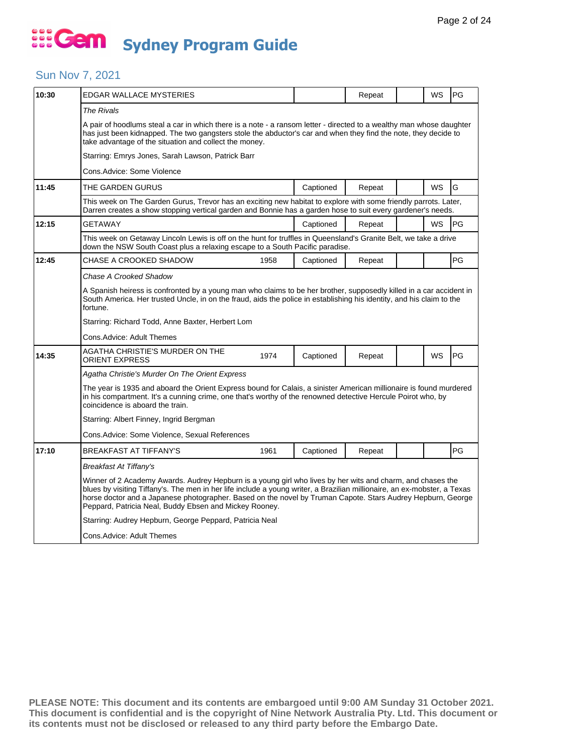# Sydney Program Guide

## Sun Nov 7, 2021

| Time | Program | Year | Captioned | Repeat | | WS | Rating |
|---|---|---|---|---|---|---|---|
| 10:30 | EDGAR WALLACE MYSTERIES | | | Repeat | | WS | PG |
| | *The Rivals*<br><br>A pair of hoodlums steal a car in which there is a note - a ransom letter - directed to a wealthy man whose daughter has just been kidnapped. The two gangsters stole the abductor's car and when they find the note, they decide to take advantage of the situation and collect the money.<br><br>Starring: Emrys Jones, Sarah Lawson, Patrick Barr<br><br>Cons.Advice: Some Violence | | | | | | |
| 11:45 | THE GARDEN GURUS | | Captioned | Repeat | | WS | G |
| | This week on The Garden Gurus, Trevor has an exciting new habitat to explore with some friendly parrots. Later, Darren creates a show stopping vertical garden and Bonnie has a garden hose to suit every gardener's needs. | | | | | | |
| 12:15 | GETAWAY | | Captioned | Repeat | | WS | PG |
| | This week on Getaway Lincoln Lewis is off on the hunt for truffles in Queensland's Granite Belt, we take a drive down the NSW South Coast plus a relaxing escape to a South Pacific paradise. | | | | | | |
| 12:45 | CHASE A CROOKED SHADOW | 1958 | Captioned | Repeat | | | PG |
| | *Chase A Crooked Shadow*<br><br>A Spanish heiress is confronted by a young man who claims to be her brother, supposedly killed in a car accident in South America. Her trusted Uncle, in on the fraud, aids the police in establishing his identity, and his claim to the fortune.<br><br>Starring: Richard Todd, Anne Baxter, Herbert Lom<br><br>Cons.Advice: Adult Themes | | | | | | |
| 14:35 | AGATHA CHRISTIE'S MURDER ON THE ORIENT EXPRESS | 1974 | Captioned | Repeat | | WS | PG |
| | *Agatha Christie's Murder On The Orient Express*<br><br>The year is 1935 and aboard the Orient Express bound for Calais, a sinister American millionaire is found murdered in his compartment. It's a cunning crime, one that's worthy of the renowned detective Hercule Poirot who, by coincidence is aboard the train.<br><br>Starring: Albert Finney, Ingrid Bergman<br><br>Cons.Advice: Some Violence, Sexual References | | | | | | |
| 17:10 | BREAKFAST AT TIFFANY'S | 1961 | Captioned | Repeat | | | PG |
| | *Breakfast At Tiffany's*<br><br>Winner of 2 Academy Awards. Audrey Hepburn is a young girl who lives by her wits and charm, and chases the blues by visiting Tiffany's. The men in her life include a young writer, a Brazilian millionaire, an ex-mobster, a Texas horse doctor and a Japanese photographer. Based on the novel by Truman Capote. Stars Audrey Hepburn, George Peppard, Patricia Neal, Buddy Ebsen and Mickey Rooney.<br><br>Starring: Audrey Hepburn, George Peppard, Patricia Neal<br><br>Cons.Advice: Adult Themes | | | | | | |

**PLEASE NOTE: This document and its contents are embargoed until 9:00 AM Sunday 31 October 2021. This document is confidential and is the copyright of Nine Network Australia Pty. Ltd. This document or its contents must not be disclosed or released to any third party before the Embargo Date.**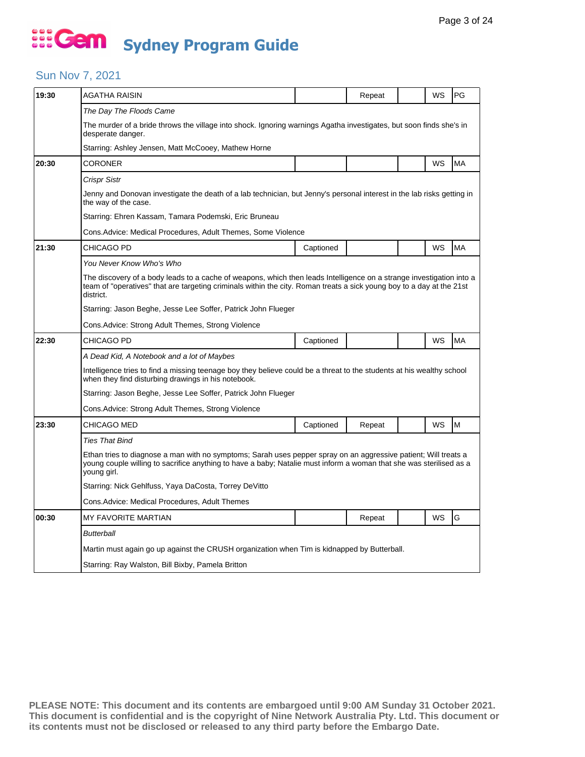# Gem Sydney Program Guide

## Sun Nov 7, 2021

| Time | Program | | | | | |
|---|---|---|---|---|---|---|
| 19:30 | AGATHA RAISIN | | Repeat | | WS | PG |
| | *The Day The Floods Came* | | | | | |
| | The murder of a bride throws the village into shock. Ignoring warnings Agatha investigates, but soon finds she's in desperate danger. | | | | | |
| | Starring: Ashley Jensen, Matt McCooey, Mathew Horne | | | | | |
| 20:30 | CORONER | | | | WS | MA |
| | *Crispr Sistr* | | | | | |
| | Jenny and Donovan investigate the death of a lab technician, but Jenny's personal interest in the lab risks getting in the way of the case. | | | | | |
| | Starring: Ehren Kassam, Tamara Podemski, Eric Bruneau | | | | | |
| | Cons.Advice: Medical Procedures, Adult Themes, Some Violence | | | | | |
| 21:30 | CHICAGO PD | Captioned | | | WS | MA |
| | *You Never Know Who's Who* | | | | | |
| | The discovery of a body leads to a cache of weapons, which then leads Intelligence on a strange investigation into a team of "operatives" that are targeting criminals within the city. Roman treats a sick young boy to a day at the 21st district. | | | | | |
| | Starring: Jason Beghe, Jesse Lee Soffer, Patrick John Flueger | | | | | |
| | Cons.Advice: Strong Adult Themes, Strong Violence | | | | | |
| 22:30 | CHICAGO PD | Captioned | | | WS | MA |
| | *A Dead Kid, A Notebook and a lot of Maybes* | | | | | |
| | Intelligence tries to find a missing teenage boy they believe could be a threat to the students at his wealthy school when they find disturbing drawings in his notebook. | | | | | |
| | Starring: Jason Beghe, Jesse Lee Soffer, Patrick John Flueger | | | | | |
| | Cons.Advice: Strong Adult Themes, Strong Violence | | | | | |
| 23:30 | CHICAGO MED | Captioned | Repeat | | WS | M |
| | *Ties That Bind* | | | | | |
| | Ethan tries to diagnose a man with no symptoms; Sarah uses pepper spray on an aggressive patient; Will treats a young couple willing to sacrifice anything to have a baby; Natalie must inform a woman that she was sterilised as a young girl. | | | | | |
| | Starring: Nick Gehlfuss, Yaya DaCosta, Torrey DeVitto | | | | | |
| | Cons.Advice: Medical Procedures, Adult Themes | | | | | |
| 00:30 | MY FAVORITE MARTIAN | | Repeat | | WS | G |
| | *Butterball* | | | | | |
| | Martin must again go up against the CRUSH organization when Tim is kidnapped by Butterball. | | | | | |
| | Starring: Ray Walston, Bill Bixby, Pamela Britton | | | | | |

**PLEASE NOTE: This document and its contents are embargoed until 9:00 AM Sunday 31 October 2021. This document is confidential and is the copyright of Nine Network Australia Pty. Ltd. This document or its contents must not be disclosed or released to any third party before the Embargo Date.**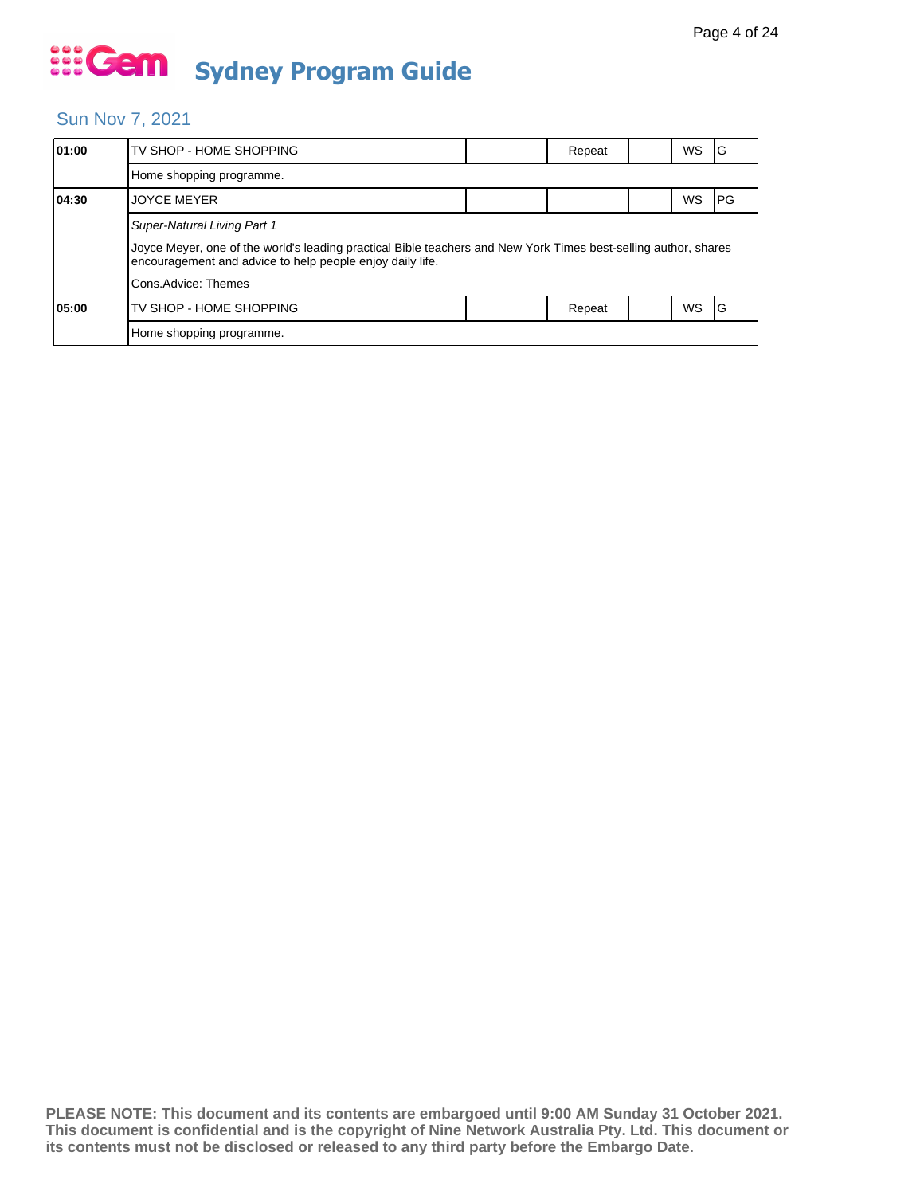# Sydney Program Guide

## Sun Nov 7, 2021

| Time | Program | | | | | |
|---|---|---|---|---|---|---|
| 01:00 | TV SHOP - HOME SHOPPING | | Repeat | | WS | G |
| | Home shopping programme. | | | | | |
| 04:30 | JOYCE MEYER | | | | WS | PG |
| | *Super-Natural Living Part 1*<br>Joyce Meyer, one of the world's leading practical Bible teachers and New York Times best-selling author, shares encouragement and advice to help people enjoy daily life.<br>Cons.Advice: Themes | | | | | |
| 05:00 | TV SHOP - HOME SHOPPING | | Repeat | | WS | G |
| | Home shopping programme. | | | | | |

**PLEASE NOTE: This document and its contents are embargoed until 9:00 AM Sunday 31 October 2021. This document is confidential and is the copyright of Nine Network Australia Pty. Ltd. This document or its contents must not be disclosed or released to any third party before the Embargo Date.**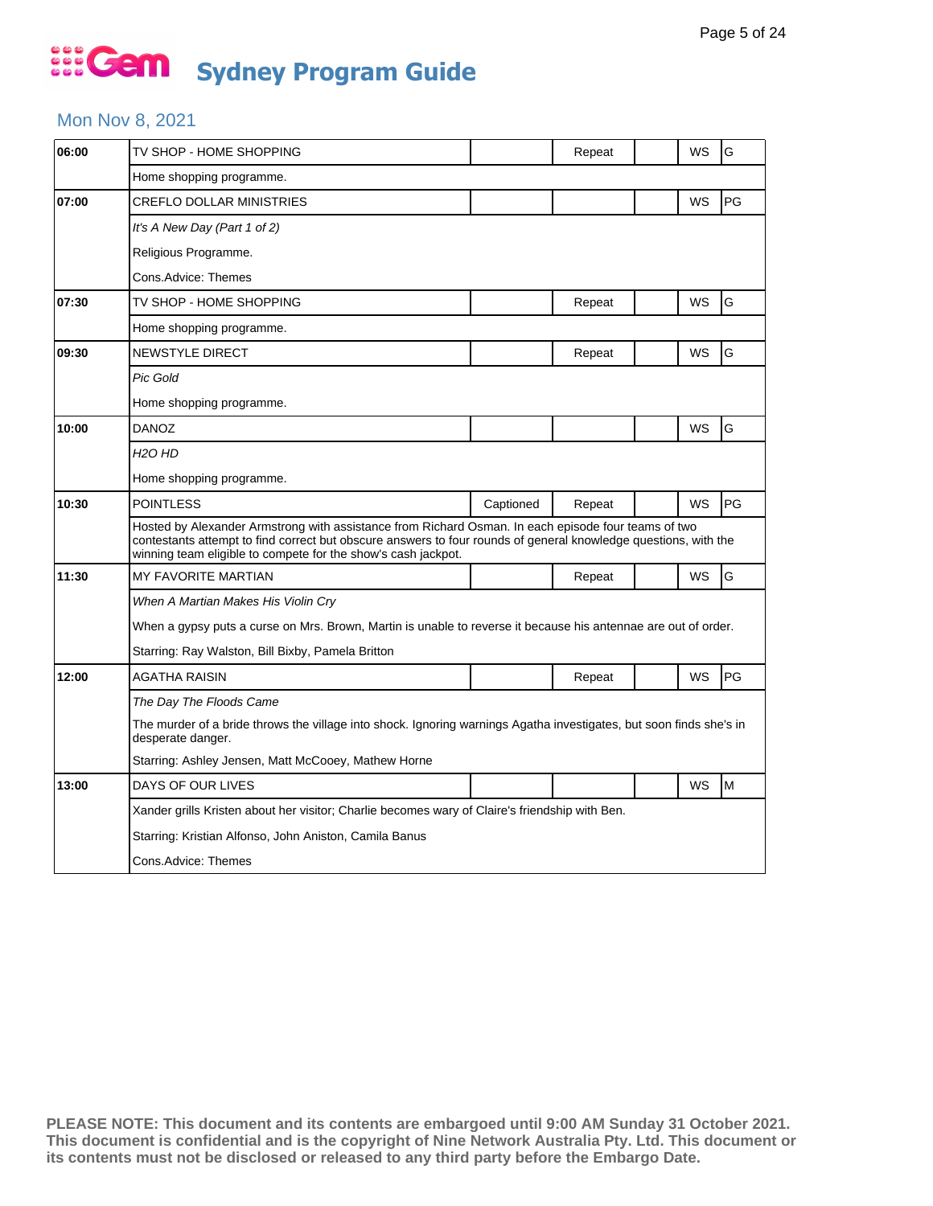# Gem Sydney Program Guide

## Mon Nov 8, 2021

| Time | Program | Captioned | Repeat | | WS | Rating |
|---|---|---|---|---|---|---|
| 06:00 | TV SHOP - HOME SHOPPING | | Repeat | | WS | G |
| | Home shopping programme. | | | | | |
| 07:00 | CREFLO DOLLAR MINISTRIES | | | | WS | PG |
| | *It's A New Day (Part 1 of 2)*<br>Religious Programme.<br>Cons.Advice: Themes | | | | | |
| 07:30 | TV SHOP - HOME SHOPPING | | Repeat | | WS | G |
| | Home shopping programme. | | | | | |
| 09:30 | NEWSTYLE DIRECT | | Repeat | | WS | G |
| | *Pic Gold*<br>Home shopping programme. | | | | | |
| 10:00 | DANOZ | | | | WS | G |
| | *H2O HD*<br>Home shopping programme. | | | | | |
| 10:30 | POINTLESS | Captioned | Repeat | | WS | PG |
| | Hosted by Alexander Armstrong with assistance from Richard Osman. In each episode four teams of two contestants attempt to find correct but obscure answers to four rounds of general knowledge questions, with the winning team eligible to compete for the show's cash jackpot. | | | | | |
| 11:30 | MY FAVORITE MARTIAN | | Repeat | | WS | G |
| | *When A Martian Makes His Violin Cry*<br>When a gypsy puts a curse on Mrs. Brown, Martin is unable to reverse it because his antennae are out of order.<br>Starring: Ray Walston, Bill Bixby, Pamela Britton | | | | | |
| 12:00 | AGATHA RAISIN | | Repeat | | WS | PG |
| | *The Day The Floods Came*<br>The murder of a bride throws the village into shock. Ignoring warnings Agatha investigates, but soon finds she's in desperate danger.<br>Starring: Ashley Jensen, Matt McCooey, Mathew Horne | | | | | |
| 13:00 | DAYS OF OUR LIVES | | | | WS | M |
| | Xander grills Kristen about her visitor; Charlie becomes wary of Claire's friendship with Ben.<br>Starring: Kristian Alfonso, John Aniston, Camila Banus<br>Cons.Advice: Themes | | | | | |

**PLEASE NOTE: This document and its contents are embargoed until 9:00 AM Sunday 31 October 2021. This document is confidential and is the copyright of Nine Network Australia Pty. Ltd. This document or its contents must not be disclosed or released to any third party before the Embargo Date.**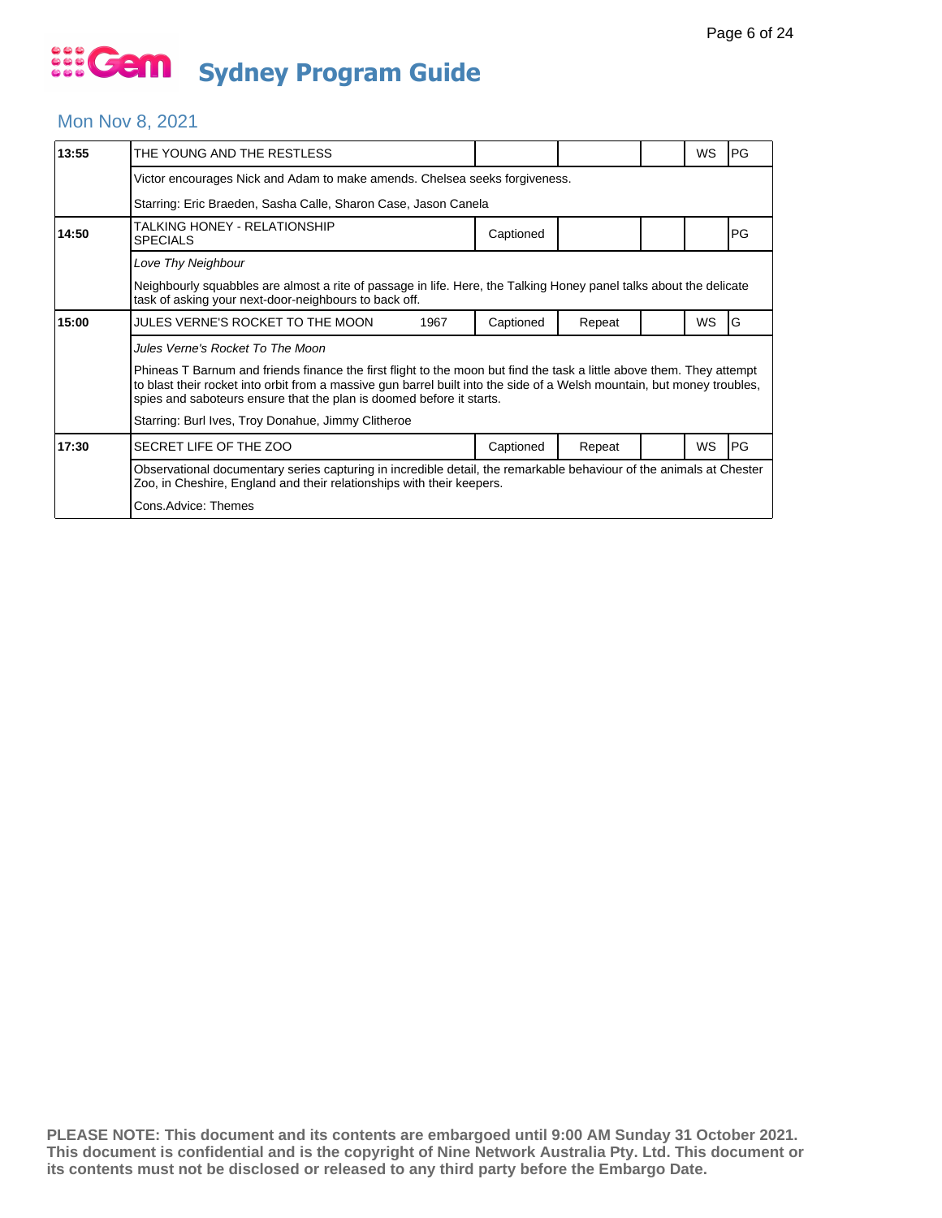# Gem Sydney Program Guide

## Mon Nov 8, 2021

| Time | Program | Year | Captioned | Repeat | | WS | Rating |
|---|---|---|---|---|---|---|---|
| 13:55 | THE YOUNG AND THE RESTLESS | | | | | WS | PG |
| | Victor encourages Nick and Adam to make amends. Chelsea seeks forgiveness.<br><br>Starring: Eric Braeden, Sasha Calle, Sharon Case, Jason Canela | | | | | | |
| 14:50 | TALKING HONEY - RELATIONSHIP SPECIALS | | Captioned | | | | PG |
| | *Love Thy Neighbour*<br><br>Neighbourly squabbles are almost a rite of passage in life. Here, the Talking Honey panel talks about the delicate task of asking your next-door-neighbours to back off. | | | | | | |
| 15:00 | JULES VERNE'S ROCKET TO THE MOON | 1967 | Captioned | Repeat | | WS | G |
| | *Jules Verne's Rocket To The Moon*<br><br>Phineas T Barnum and friends finance the first flight to the moon but find the task a little above them. They attempt to blast their rocket into orbit from a massive gun barrel built into the side of a Welsh mountain, but money troubles, spies and saboteurs ensure that the plan is doomed before it starts.<br><br>Starring: Burl Ives, Troy Donahue, Jimmy Clitheroe | | | | | | |
| 17:30 | SECRET LIFE OF THE ZOO | | Captioned | Repeat | | WS | PG |
| | Observational documentary series capturing in incredible detail, the remarkable behaviour of the animals at Chester Zoo, in Cheshire, England and their relationships with their keepers.<br><br>Cons.Advice: Themes | | | | | | |

**PLEASE NOTE: This document and its contents are embargoed until 9:00 AM Sunday 31 October 2021. This document is confidential and is the copyright of Nine Network Australia Pty. Ltd. This document or its contents must not be disclosed or released to any third party before the Embargo Date.**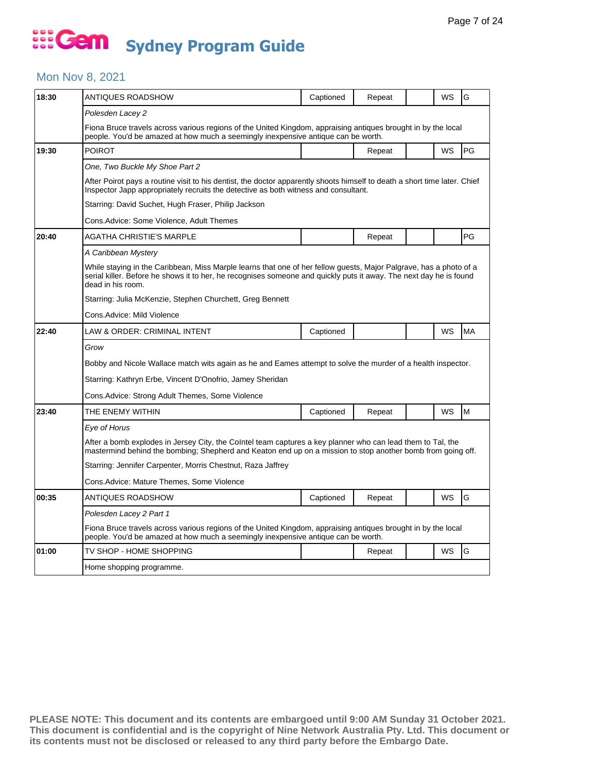# Gem Sydney Program Guide

## Mon Nov 8, 2021

| Time | Program | Captioned | Repeat | | WS | Rating |
|---|---|---|---|---|---|---|
| 18:30 | ANTIQUES ROADSHOW | Captioned | Repeat | | WS | G |
| | *Polesden Lacey 2* | | | | | |
| | Fiona Bruce travels across various regions of the United Kingdom, appraising antiques brought in by the local people. You'd be amazed at how much a seemingly inexpensive antique can be worth. | | | | | |
| 19:30 | POIROT | | Repeat | | WS | PG |
| | *One, Two Buckle My Shoe Part 2* | | | | | |
| | After Poirot pays a routine visit to his dentist, the doctor apparently shoots himself to death a short time later. Chief Inspector Japp appropriately recruits the detective as both witness and consultant. | | | | | |
| | Starring: David Suchet, Hugh Fraser, Philip Jackson | | | | | |
| | Cons.Advice: Some Violence, Adult Themes | | | | | |
| 20:40 | AGATHA CHRISTIE'S MARPLE | | Repeat | | | PG |
| | *A Caribbean Mystery* | | | | | |
| | While staying in the Caribbean, Miss Marple learns that one of her fellow guests, Major Palgrave, has a photo of a serial killer. Before he shows it to her, he recognises someone and quickly puts it away. The next day he is found dead in his room. | | | | | |
| | Starring: Julia McKenzie, Stephen Churchett, Greg Bennett | | | | | |
| | Cons.Advice: Mild Violence | | | | | |
| 22:40 | LAW & ORDER: CRIMINAL INTENT | Captioned | | | WS | MA |
| | *Grow* | | | | | |
| | Bobby and Nicole Wallace match wits again as he and Eames attempt to solve the murder of a health inspector. | | | | | |
| | Starring: Kathryn Erbe, Vincent D'Onofrio, Jamey Sheridan | | | | | |
| | Cons.Advice: Strong Adult Themes, Some Violence | | | | | |
| 23:40 | THE ENEMY WITHIN | Captioned | Repeat | | WS | M |
| | *Eye of Horus* | | | | | |
| | After a bomb explodes in Jersey City, the CoIntel team captures a key planner who can lead them to Tal, the mastermind behind the bombing; Shepherd and Keaton end up on a mission to stop another bomb from going off. | | | | | |
| | Starring: Jennifer Carpenter, Morris Chestnut, Raza Jaffrey | | | | | |
| | Cons.Advice: Mature Themes, Some Violence | | | | | |
| 00:35 | ANTIQUES ROADSHOW | Captioned | Repeat | | WS | G |
| | *Polesden Lacey 2 Part 1* | | | | | |
| | Fiona Bruce travels across various regions of the United Kingdom, appraising antiques brought in by the local people. You'd be amazed at how much a seemingly inexpensive antique can be worth. | | | | | |
| 01:00 | TV SHOP - HOME SHOPPING | | Repeat | | WS | G |
| | Home shopping programme. | | | | | |

**PLEASE NOTE: This document and its contents are embargoed until 9:00 AM Sunday 31 October 2021. This document is confidential and is the copyright of Nine Network Australia Pty. Ltd. This document or its contents must not be disclosed or released to any third party before the Embargo Date.**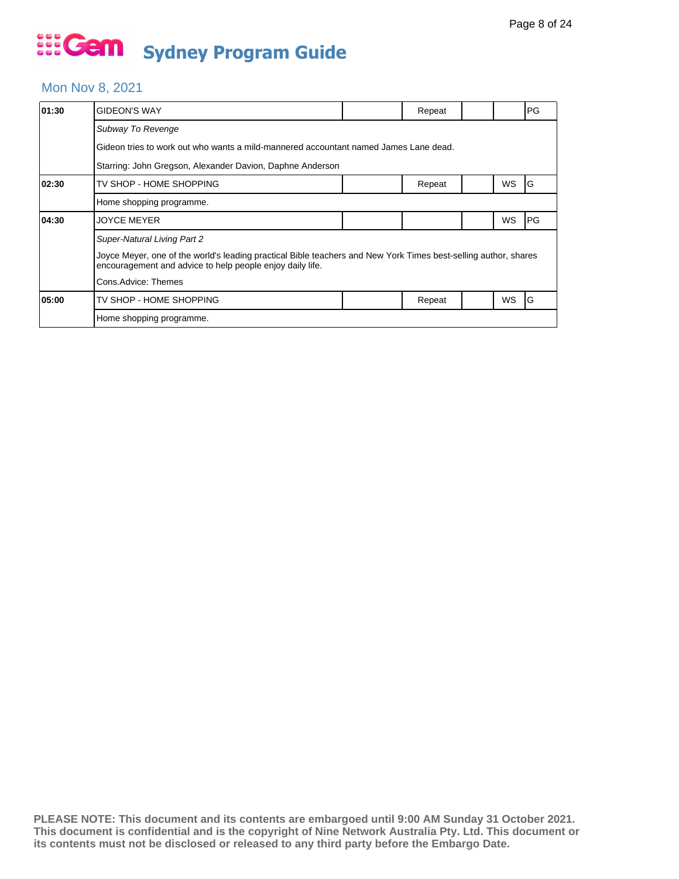# Sydney Program Guide

## Mon Nov 8, 2021

| | | | | | | |
|---|---|---|---|---|---|---|
| **01:30** | GIDEON'S WAY | | Repeat | | | PG |
| | *Subway To Revenge* | | | | | |
| | Gideon tries to work out who wants a mild-mannered accountant named James Lane dead. | | | | | |
| | Starring: John Gregson, Alexander Davion, Daphne Anderson | | | | | |
| **02:30** | TV SHOP - HOME SHOPPING | | Repeat | | WS | G |
| | Home shopping programme. | | | | | |
| **04:30** | JOYCE MEYER | | | | WS | PG |
| | *Super-Natural Living Part 2* | | | | | |
| | Joyce Meyer, one of the world's leading practical Bible teachers and New York Times best-selling author, shares encouragement and advice to help people enjoy daily life. | | | | | |
| | Cons.Advice: Themes | | | | | |
| **05:00** | TV SHOP - HOME SHOPPING | | Repeat | | WS | G |
| | Home shopping programme. | | | | | |

**PLEASE NOTE: This document and its contents are embargoed until 9:00 AM Sunday 31 October 2021. This document is confidential and is the copyright of Nine Network Australia Pty. Ltd. This document or its contents must not be disclosed or released to any third party before the Embargo Date.**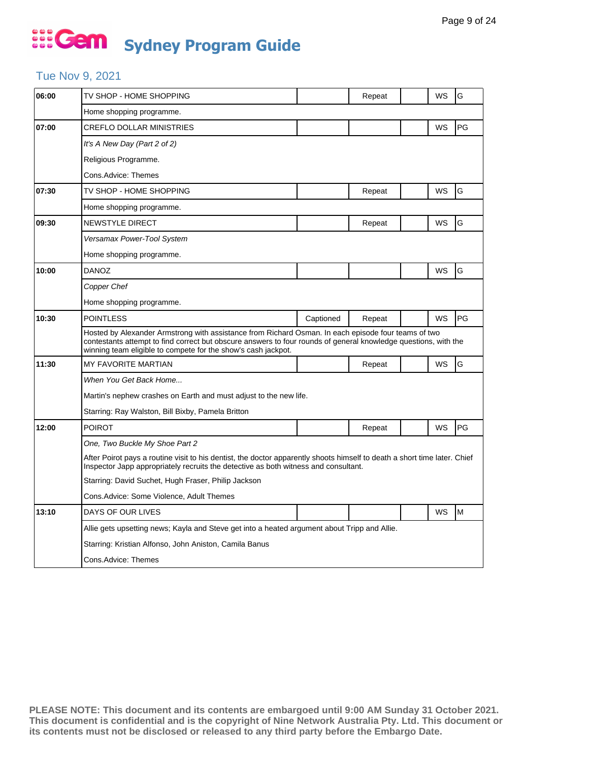# Gem Sydney Program Guide

## Tue Nov 9, 2021

| Time | Program | Captioned | Repeat | | WS | Rating |
|---|---|---|---|---|---|---|
| 06:00 | TV SHOP - HOME SHOPPING | | Repeat | | WS | G |
| | Home shopping programme. | | | | | |
| 07:00 | CREFLO DOLLAR MINISTRIES | | | | WS | PG |
| | *It's A New Day (Part 2 of 2)* | | | | | |
| | Religious Programme. | | | | | |
| | Cons.Advice: Themes | | | | | |
| 07:30 | TV SHOP - HOME SHOPPING | | Repeat | | WS | G |
| | Home shopping programme. | | | | | |
| 09:30 | NEWSTYLE DIRECT | | Repeat | | WS | G |
| | *Versamax Power-Tool System* | | | | | |
| | Home shopping programme. | | | | | |
| 10:00 | DANOZ | | | | WS | G |
| | *Copper Chef* | | | | | |
| | Home shopping programme. | | | | | |
| 10:30 | POINTLESS | Captioned | Repeat | | WS | PG |
| | Hosted by Alexander Armstrong with assistance from Richard Osman. In each episode four teams of two contestants attempt to find correct but obscure answers to four rounds of general knowledge questions, with the winning team eligible to compete for the show's cash jackpot. | | | | | |
| 11:30 | MY FAVORITE MARTIAN | | Repeat | | WS | G |
| | *When You Get Back Home...* | | | | | |
| | Martin's nephew crashes on Earth and must adjust to the new life. | | | | | |
| | Starring: Ray Walston, Bill Bixby, Pamela Britton | | | | | |
| 12:00 | POIROT | | Repeat | | WS | PG |
| | *One, Two Buckle My Shoe Part 2* | | | | | |
| | After Poirot pays a routine visit to his dentist, the doctor apparently shoots himself to death a short time later. Chief Inspector Japp appropriately recruits the detective as both witness and consultant. | | | | | |
| | Starring: David Suchet, Hugh Fraser, Philip Jackson | | | | | |
| | Cons.Advice: Some Violence, Adult Themes | | | | | |
| 13:10 | DAYS OF OUR LIVES | | | | WS | M |
| | Allie gets upsetting news; Kayla and Steve get into a heated argument about Tripp and Allie. | | | | | |
| | Starring: Kristian Alfonso, John Aniston, Camila Banus | | | | | |
| | Cons.Advice: Themes | | | | | |

**PLEASE NOTE: This document and its contents are embargoed until 9:00 AM Sunday 31 October 2021. This document is confidential and is the copyright of Nine Network Australia Pty. Ltd. This document or its contents must not be disclosed or released to any third party before the Embargo Date.**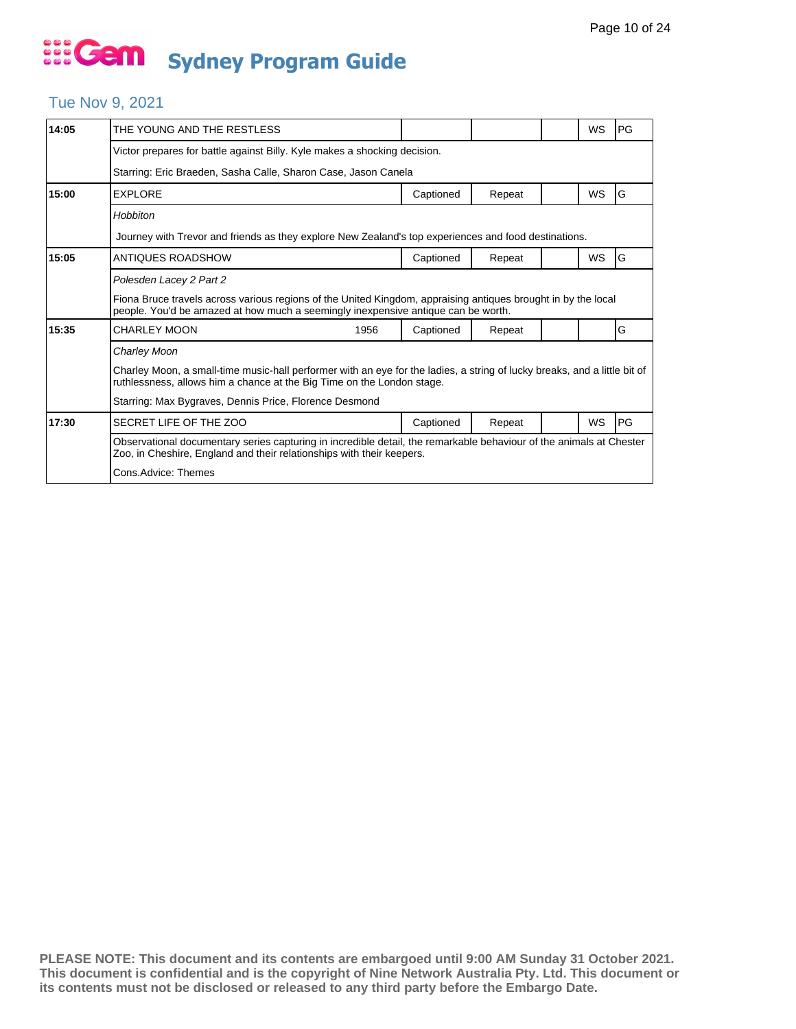# Gem Sydney Program Guide

## Tue Nov 9, 2021

| Time | Program | Year | Captioned | Repeat | | WS | Rating |
|---|---|---|---|---|---|---|---|
| 14:05 | THE YOUNG AND THE RESTLESS | | | | | WS | PG |
| | Victor prepares for battle against Billy. Kyle makes a shocking decision. | | | | | | |
| | Starring: Eric Braeden, Sasha Calle, Sharon Case, Jason Canela | | | | | | |
| 15:00 | EXPLORE | | Captioned | Repeat | | WS | G |
| | *Hobbiton* | | | | | | |
| | Journey with Trevor and friends as they explore New Zealand's top experiences and food destinations. | | | | | | |
| 15:05 | ANTIQUES ROADSHOW | | Captioned | Repeat | | WS | G |
| | *Polesden Lacey 2 Part 2* | | | | | | |
| | Fiona Bruce travels across various regions of the United Kingdom, appraising antiques brought in by the local people. You'd be amazed at how much a seemingly inexpensive antique can be worth. | | | | | | |
| 15:35 | CHARLEY MOON | 1956 | Captioned | Repeat | | | G |
| | *Charley Moon* | | | | | | |
| | Charley Moon, a small-time music-hall performer with an eye for the ladies, a string of lucky breaks, and a little bit of ruthlessness, allows him a chance at the Big Time on the London stage. | | | | | | |
| | Starring: Max Bygraves, Dennis Price, Florence Desmond | | | | | | |
| 17:30 | SECRET LIFE OF THE ZOO | | Captioned | Repeat | | WS | PG |
| | Observational documentary series capturing in incredible detail, the remarkable behaviour of the animals at Chester Zoo, in Cheshire, England and their relationships with their keepers. | | | | | | |
| | Cons.Advice: Themes | | | | | | |

**PLEASE NOTE: This document and its contents are embargoed until 9:00 AM Sunday 31 October 2021. This document is confidential and is the copyright of Nine Network Australia Pty. Ltd. This document or its contents must not be disclosed or released to any third party before the Embargo Date.**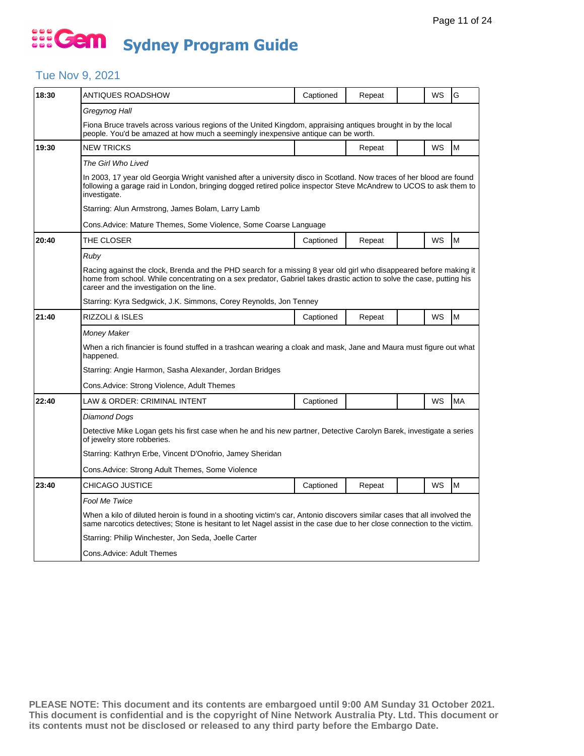# Gem Sydney Program Guide

## Tue Nov 9, 2021

| Time | Program | Captioned | Repeat | | WS | Rating |
|---|---|---|---|---|---|---|
| 18:30 | ANTIQUES ROADSHOW | Captioned | Repeat | | WS | G |
| | *Gregynog Hall* | | | | | |
| | Fiona Bruce travels across various regions of the United Kingdom, appraising antiques brought in by the local people. You'd be amazed at how much a seemingly inexpensive antique can be worth. | | | | | |
| 19:30 | NEW TRICKS | | Repeat | | WS | M |
| | *The Girl Who Lived* | | | | | |
| | In 2003, 17 year old Georgia Wright vanished after a university disco in Scotland. Now traces of her blood are found following a garage raid in London, bringing dogged retired police inspector Steve McAndrew to UCOS to ask them to investigate. | | | | | |
| | Starring: Alun Armstrong, James Bolam, Larry Lamb | | | | | |
| | Cons.Advice: Mature Themes, Some Violence, Some Coarse Language | | | | | |
| 20:40 | THE CLOSER | Captioned | Repeat | | WS | M |
| | *Ruby* | | | | | |
| | Racing against the clock, Brenda and the PHD search for a missing 8 year old girl who disappeared before making it home from school. While concentrating on a sex predator, Gabriel takes drastic action to solve the case, putting his career and the investigation on the line. | | | | | |
| | Starring: Kyra Sedgwick, J.K. Simmons, Corey Reynolds, Jon Tenney | | | | | |
| 21:40 | RIZZOLI & ISLES | Captioned | Repeat | | WS | M |
| | *Money Maker* | | | | | |
| | When a rich financier is found stuffed in a trashcan wearing a cloak and mask, Jane and Maura must figure out what happened. | | | | | |
| | Starring: Angie Harmon, Sasha Alexander, Jordan Bridges | | | | | |
| | Cons.Advice: Strong Violence, Adult Themes | | | | | |
| 22:40 | LAW & ORDER: CRIMINAL INTENT | Captioned | | | WS | MA |
| | *Diamond Dogs* | | | | | |
| | Detective Mike Logan gets his first case when he and his new partner, Detective Carolyn Barek, investigate a series of jewelry store robberies. | | | | | |
| | Starring: Kathryn Erbe, Vincent D'Onofrio, Jamey Sheridan | | | | | |
| | Cons.Advice: Strong Adult Themes, Some Violence | | | | | |
| 23:40 | CHICAGO JUSTICE | Captioned | Repeat | | WS | M |
| | *Fool Me Twice* | | | | | |
| | When a kilo of diluted heroin is found in a shooting victim's car, Antonio discovers similar cases that all involved the same narcotics detectives; Stone is hesitant to let Nagel assist in the case due to her close connection to the victim. | | | | | |
| | Starring: Philip Winchester, Jon Seda, Joelle Carter | | | | | |
| | Cons.Advice: Adult Themes | | | | | |

**PLEASE NOTE: This document and its contents are embargoed until 9:00 AM Sunday 31 October 2021. This document is confidential and is the copyright of Nine Network Australia Pty. Ltd. This document or its contents must not be disclosed or released to any third party before the Embargo Date.**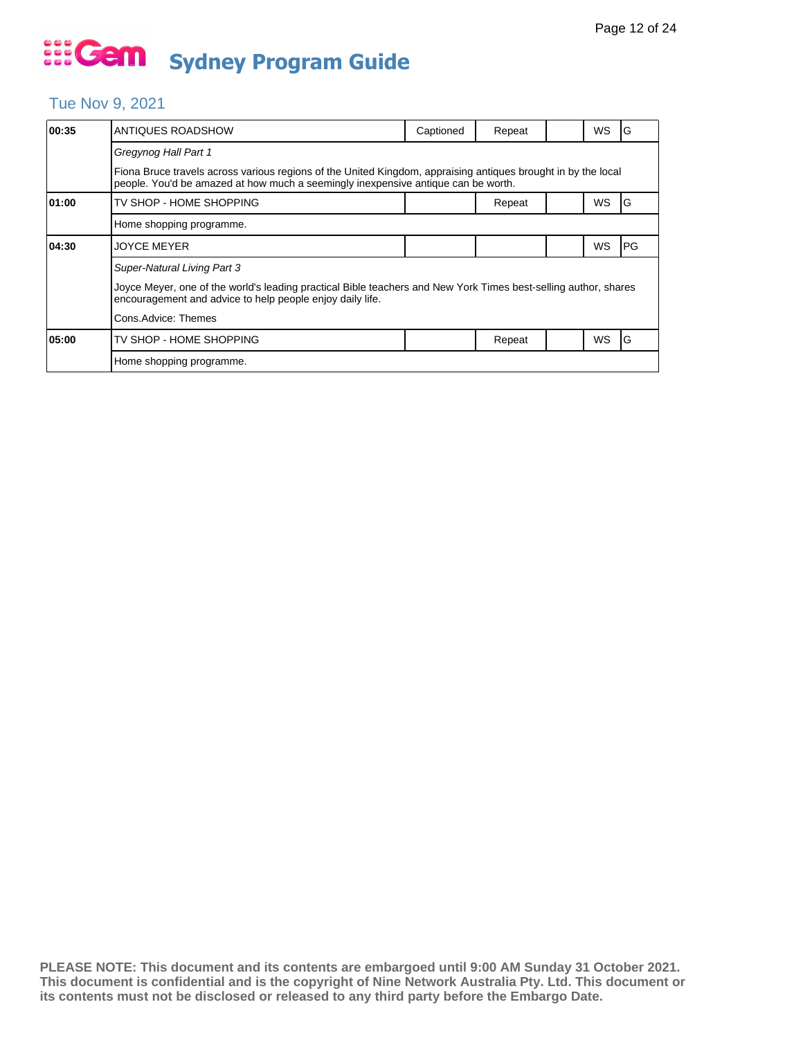# Gem Sydney Program Guide

## Tue Nov 9, 2021

| Time | Program | Captioned | Repeat | | WS | Rating |
|---|---|---|---|---|---|---|
| 00:35 | ANTIQUES ROADSHOW | Captioned | Repeat | | WS | G |
| | *Gregynog Hall Part 1* | | | | | |
| | Fiona Bruce travels across various regions of the United Kingdom, appraising antiques brought in by the local people. You'd be amazed at how much a seemingly inexpensive antique can be worth. | | | | | |
| 01:00 | TV SHOP - HOME SHOPPING | | Repeat | | WS | G |
| | Home shopping programme. | | | | | |
| 04:30 | JOYCE MEYER | | | | WS | PG |
| | *Super-Natural Living Part 3* | | | | | |
| | Joyce Meyer, one of the world's leading practical Bible teachers and New York Times best-selling author, shares encouragement and advice to help people enjoy daily life. | | | | | |
| | Cons.Advice: Themes | | | | | |
| 05:00 | TV SHOP - HOME SHOPPING | | Repeat | | WS | G |
| | Home shopping programme. | | | | | |

**PLEASE NOTE: This document and its contents are embargoed until 9:00 AM Sunday 31 October 2021. This document is confidential and is the copyright of Nine Network Australia Pty. Ltd. This document or its contents must not be disclosed or released to any third party before the Embargo Date.**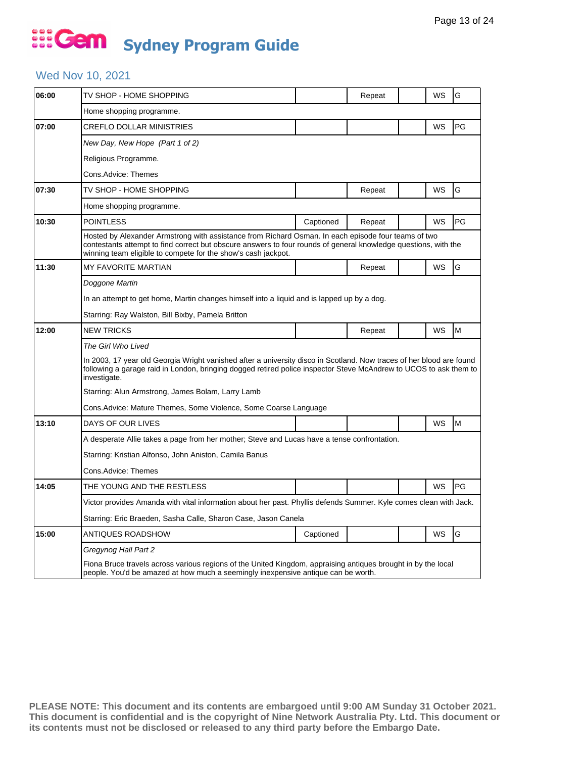# Gem Sydney Program Guide

## Wed Nov 10, 2021

| Time | Program | Captioned | Repeat | | WS | Rating |
|---|---|---|---|---|---|---|
| 06:00 | TV SHOP - HOME SHOPPING | | Repeat | | WS | G |
| | Home shopping programme. | | | | | |
| 07:00 | CREFLO DOLLAR MINISTRIES | | | | WS | PG |
| | *New Day, New Hope (Part 1 of 2)*<br>Religious Programme.<br>Cons.Advice: Themes | | | | | |
| 07:30 | TV SHOP - HOME SHOPPING | | Repeat | | WS | G |
| | Home shopping programme. | | | | | |
| 10:30 | POINTLESS | Captioned | Repeat | | WS | PG |
| | Hosted by Alexander Armstrong with assistance from Richard Osman. In each episode four teams of two contestants attempt to find correct but obscure answers to four rounds of general knowledge questions, with the winning team eligible to compete for the show's cash jackpot. | | | | | |
| 11:30 | MY FAVORITE MARTIAN | | Repeat | | WS | G |
| | *Doggone Martin*<br>In an attempt to get home, Martin changes himself into a liquid and is lapped up by a dog.<br>Starring: Ray Walston, Bill Bixby, Pamela Britton | | | | | |
| 12:00 | NEW TRICKS | | Repeat | | WS | M |
| | *The Girl Who Lived*<br>In 2003, 17 year old Georgia Wright vanished after a university disco in Scotland. Now traces of her blood are found following a garage raid in London, bringing dogged retired police inspector Steve McAndrew to UCOS to ask them to investigate.<br>Starring: Alun Armstrong, James Bolam, Larry Lamb<br>Cons.Advice: Mature Themes, Some Violence, Some Coarse Language | | | | | |
| 13:10 | DAYS OF OUR LIVES | | | | WS | M |
| | A desperate Allie takes a page from her mother; Steve and Lucas have a tense confrontation.<br>Starring: Kristian Alfonso, John Aniston, Camila Banus<br>Cons.Advice: Themes | | | | | |
| 14:05 | THE YOUNG AND THE RESTLESS | | | | WS | PG |
| | Victor provides Amanda with vital information about her past. Phyllis defends Summer. Kyle comes clean with Jack.<br>Starring: Eric Braeden, Sasha Calle, Sharon Case, Jason Canela | | | | | |
| 15:00 | ANTIQUES ROADSHOW | Captioned | | | WS | G |
| | *Gregynog Hall Part 2*<br>Fiona Bruce travels across various regions of the United Kingdom, appraising antiques brought in by the local people. You'd be amazed at how much a seemingly inexpensive antique can be worth. | | | | | |

**PLEASE NOTE: This document and its contents are embargoed until 9:00 AM Sunday 31 October 2021. This document is confidential and is the copyright of Nine Network Australia Pty. Ltd. This document or its contents must not be disclosed or released to any third party before the Embargo Date.**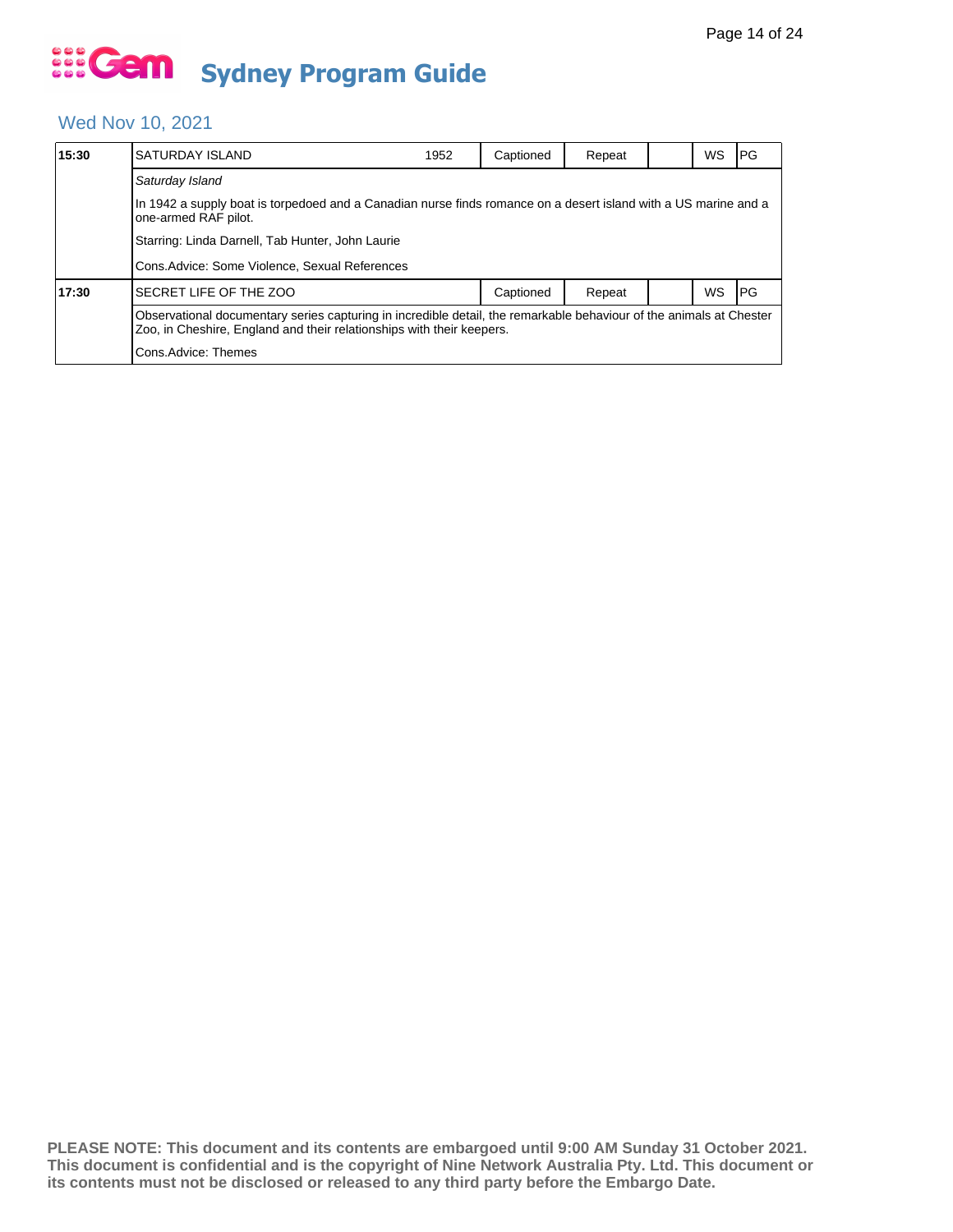# Gem Sydney Program Guide

## Wed Nov 10, 2021

| 15:30 | SATURDAY ISLAND | 1952 | Captioned | Repeat | | WS | PG |
|---|---|---|---|---|---|---|---|
| | *Saturday Island* | | | | | | |
| | In 1942 a supply boat is torpedoed and a Canadian nurse finds romance on a desert island with a US marine and a one-armed RAF pilot. | | | | | | |
| | Starring: Linda Darnell, Tab Hunter, John Laurie | | | | | | |
| | Cons.Advice: Some Violence, Sexual References | | | | | | |
| **17:30** | SECRET LIFE OF THE ZOO | | Captioned | Repeat | | WS | PG |
| | Observational documentary series capturing in incredible detail, the remarkable behaviour of the animals at Chester Zoo, in Cheshire, England and their relationships with their keepers. | | | | | | |
| | Cons.Advice: Themes | | | | | | |

**PLEASE NOTE: This document and its contents are embargoed until 9:00 AM Sunday 31 October 2021. This document is confidential and is the copyright of Nine Network Australia Pty. Ltd. This document or its contents must not be disclosed or released to any third party before the Embargo Date.**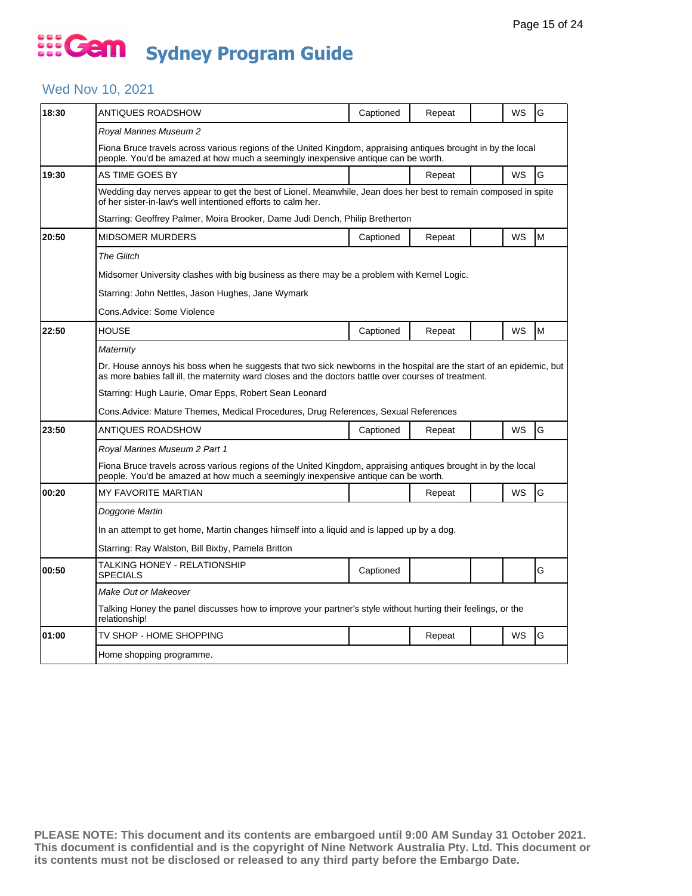# Gem Sydney Program Guide

## Wed Nov 10, 2021

| Time | Program | Captioned | Repeat | | WS | Rating |
|---|---|---|---|---|---|---|
| 18:30 | ANTIQUES ROADSHOW | Captioned | Repeat | | WS | G |
| | *Royal Marines Museum 2* | | | | | |
| | Fiona Bruce travels across various regions of the United Kingdom, appraising antiques brought in by the local people. You'd be amazed at how much a seemingly inexpensive antique can be worth. | | | | | |
| 19:30 | AS TIME GOES BY | | Repeat | | WS | G |
| | Wedding day nerves appear to get the best of Lionel. Meanwhile, Jean does her best to remain composed in spite of her sister-in-law's well intentioned efforts to calm her. | | | | | |
| | Starring: Geoffrey Palmer, Moira Brooker, Dame Judi Dench, Philip Bretherton | | | | | |
| 20:50 | MIDSOMER MURDERS | Captioned | Repeat | | WS | M |
| | *The Glitch* | | | | | |
| | Midsomer University clashes with big business as there may be a problem with Kernel Logic. | | | | | |
| | Starring: John Nettles, Jason Hughes, Jane Wymark | | | | | |
| | Cons.Advice: Some Violence | | | | | |
| 22:50 | HOUSE | Captioned | Repeat | | WS | M |
| | *Maternity* | | | | | |
| | Dr. House annoys his boss when he suggests that two sick newborns in the hospital are the start of an epidemic, but as more babies fall ill, the maternity ward closes and the doctors battle over courses of treatment. | | | | | |
| | Starring: Hugh Laurie, Omar Epps, Robert Sean Leonard | | | | | |
| | Cons.Advice: Mature Themes, Medical Procedures, Drug References, Sexual References | | | | | |
| 23:50 | ANTIQUES ROADSHOW | Captioned | Repeat | | WS | G |
| | *Royal Marines Museum 2 Part 1* | | | | | |
| | Fiona Bruce travels across various regions of the United Kingdom, appraising antiques brought in by the local people. You'd be amazed at how much a seemingly inexpensive antique can be worth. | | | | | |
| 00:20 | MY FAVORITE MARTIAN | | Repeat | | WS | G |
| | *Doggone Martin* | | | | | |
| | In an attempt to get home, Martin changes himself into a liquid and is lapped up by a dog. | | | | | |
| | Starring: Ray Walston, Bill Bixby, Pamela Britton | | | | | |
| 00:50 | TALKING HONEY - RELATIONSHIP SPECIALS | Captioned | | | | G |
| | *Make Out or Makeover* | | | | | |
| | Talking Honey the panel discusses how to improve your partner's style without hurting their feelings, or the relationship! | | | | | |
| 01:00 | TV SHOP - HOME SHOPPING | | Repeat | | WS | G |
| | Home shopping programme. | | | | | |

**PLEASE NOTE: This document and its contents are embargoed until 9:00 AM Sunday 31 October 2021. This document is confidential and is the copyright of Nine Network Australia Pty. Ltd. This document or its contents must not be disclosed or released to any third party before the Embargo Date.**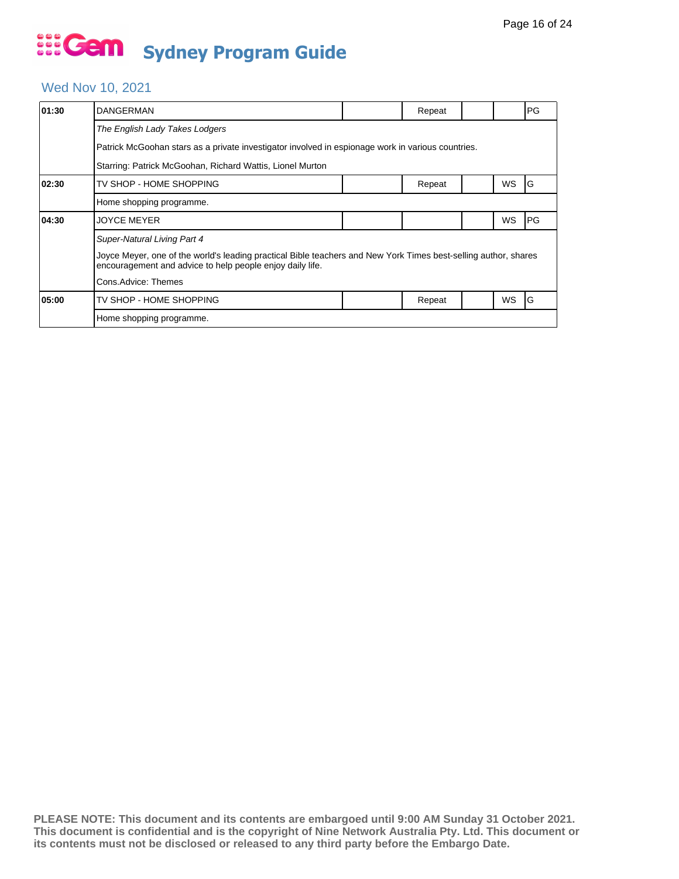# Sydney Program Guide

## Wed Nov 10, 2021

| Time | Program | | Repeat | | WS | Rating |
|---|---|---|---|---|---|---|
| **01:30** | DANGERMAN | | Repeat | | | PG |
| | *The English Lady Takes Lodgers*<br>Patrick McGoohan stars as a private investigator involved in espionage work in various countries.<br>Starring: Patrick McGoohan, Richard Wattis, Lionel Murton | | | | | |
| **02:30** | TV SHOP - HOME SHOPPING | | Repeat | | WS | G |
| | Home shopping programme. | | | | | |
| **04:30** | JOYCE MEYER | | | | WS | PG |
| | *Super-Natural Living Part 4*<br>Joyce Meyer, one of the world's leading practical Bible teachers and New York Times best-selling author, shares encouragement and advice to help people enjoy daily life.<br>Cons.Advice: Themes | | | | | |
| **05:00** | TV SHOP - HOME SHOPPING | | Repeat | | WS | G |
| | Home shopping programme. | | | | | |

**PLEASE NOTE: This document and its contents are embargoed until 9:00 AM Sunday 31 October 2021. This document is confidential and is the copyright of Nine Network Australia Pty. Ltd. This document or its contents must not be disclosed or released to any third party before the Embargo Date.**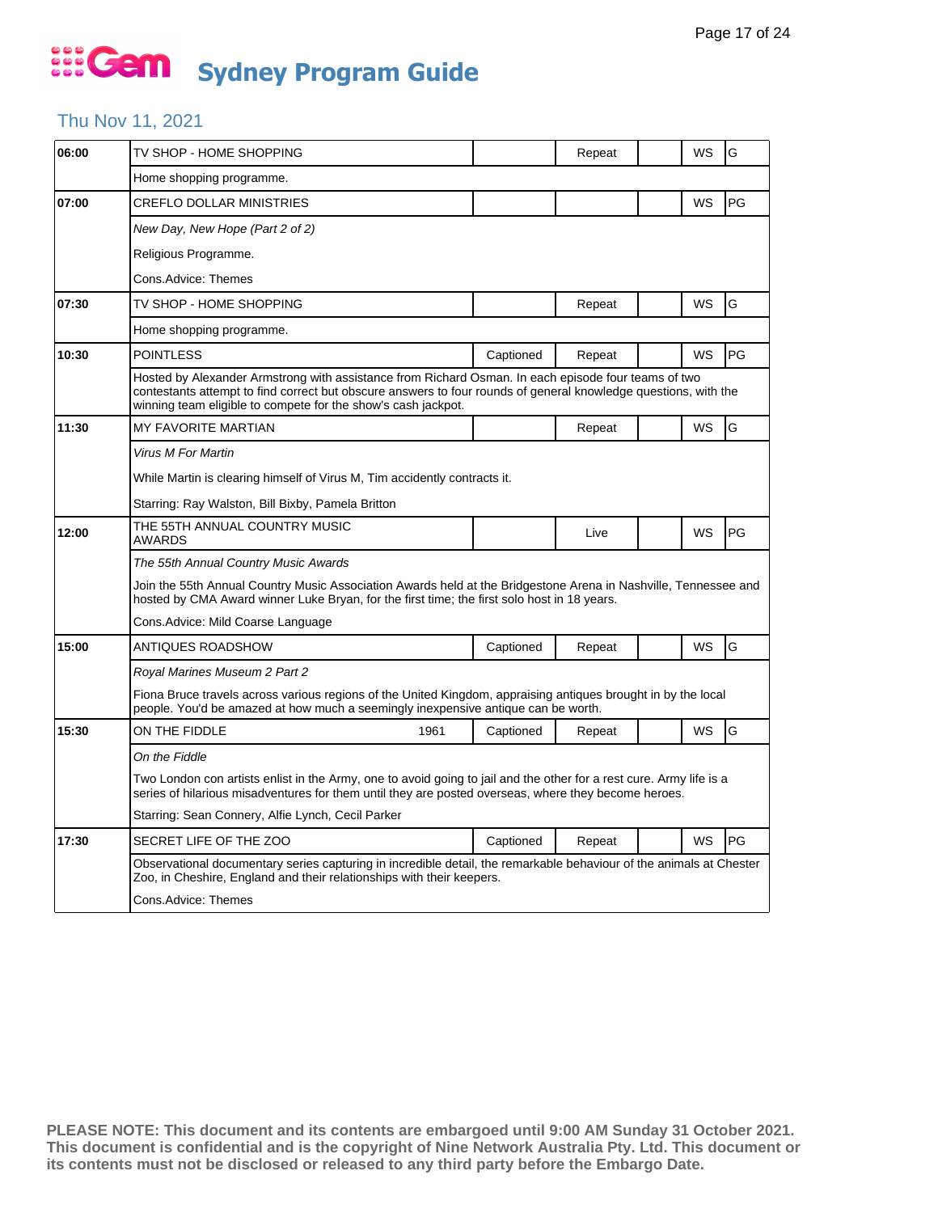# Gem Sydney Program Guide

## Thu Nov 11, 2021

| Time | Program | Year | Captioned | Repeat/Live | | WS | Rating |
|---|---|---|---|---|---|---|---|
| 06:00 | TV SHOP - HOME SHOPPING | | | Repeat | | WS | G |
| | Home shopping programme. | | | | | | |
| 07:00 | CREFLO DOLLAR MINISTRIES | | | | | WS | PG |
| | *New Day, New Hope (Part 2 of 2)* | | | | | | |
| | Religious Programme. | | | | | | |
| | Cons.Advice: Themes | | | | | | |
| 07:30 | TV SHOP - HOME SHOPPING | | | Repeat | | WS | G |
| | Home shopping programme. | | | | | | |
| 10:30 | POINTLESS | | Captioned | Repeat | | WS | PG |
| | Hosted by Alexander Armstrong with assistance from Richard Osman. In each episode four teams of two contestants attempt to find correct but obscure answers to four rounds of general knowledge questions, with the winning team eligible to compete for the show's cash jackpot. | | | | | | |
| 11:30 | MY FAVORITE MARTIAN | | | Repeat | | WS | G |
| | *Virus M For Martin* | | | | | | |
| | While Martin is clearing himself of Virus M, Tim accidently contracts it. | | | | | | |
| | Starring: Ray Walston, Bill Bixby, Pamela Britton | | | | | | |
| 12:00 | THE 55TH ANNUAL COUNTRY MUSIC AWARDS | | | Live | | WS | PG |
| | *The 55th Annual Country Music Awards* | | | | | | |
| | Join the 55th Annual Country Music Association Awards held at the Bridgestone Arena in Nashville, Tennessee and hosted by CMA Award winner Luke Bryan, for the first time; the first solo host in 18 years. | | | | | | |
| | Cons.Advice: Mild Coarse Language | | | | | | |
| 15:00 | ANTIQUES ROADSHOW | | Captioned | Repeat | | WS | G |
| | *Royal Marines Museum 2 Part 2* | | | | | | |
| | Fiona Bruce travels across various regions of the United Kingdom, appraising antiques brought in by the local people. You'd be amazed at how much a seemingly inexpensive antique can be worth. | | | | | | |
| 15:30 | ON THE FIDDLE | 1961 | Captioned | Repeat | | WS | G |
| | *On the Fiddle* | | | | | | |
| | Two London con artists enlist in the Army, one to avoid going to jail and the other for a rest cure. Army life is a series of hilarious misadventures for them until they are posted overseas, where they become heroes. | | | | | | |
| | Starring: Sean Connery, Alfie Lynch, Cecil Parker | | | | | | |
| 17:30 | SECRET LIFE OF THE ZOO | | Captioned | Repeat | | WS | PG |
| | Observational documentary series capturing in incredible detail, the remarkable behaviour of the animals at Chester Zoo, in Cheshire, England and their relationships with their keepers. | | | | | | |
| | Cons.Advice: Themes | | | | | | |

**PLEASE NOTE: This document and its contents are embargoed until 9:00 AM Sunday 31 October 2021. This document is confidential and is the copyright of Nine Network Australia Pty. Ltd. This document or its contents must not be disclosed or released to any third party before the Embargo Date.**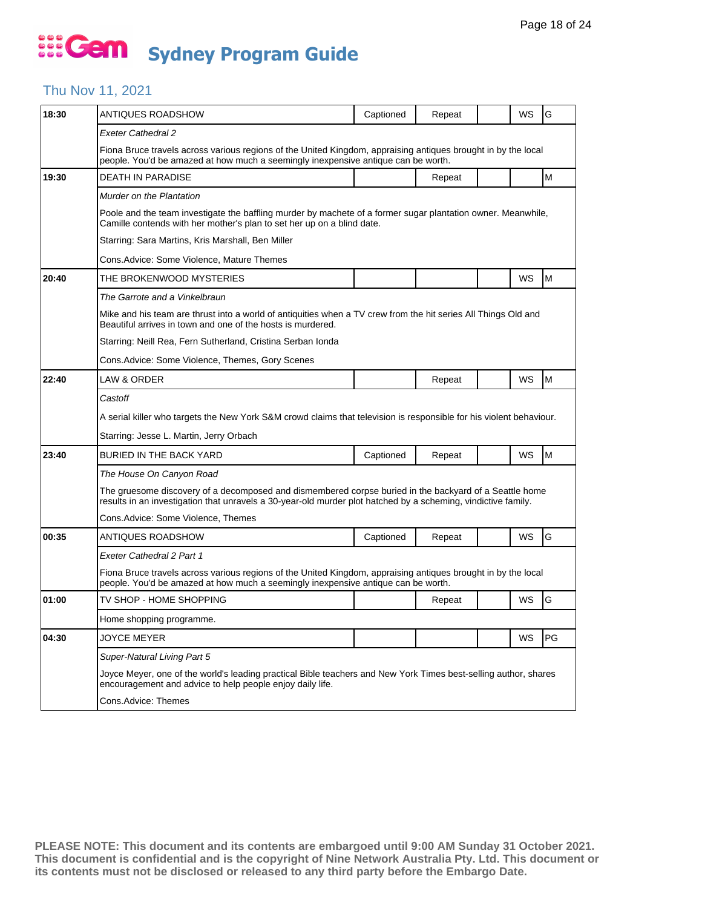# Gem Sydney Program Guide

## Thu Nov 11, 2021

| Time | Program | Captioned | Repeat | | WS | Rating |
|---|---|---|---|---|---|---|
| 18:30 | ANTIQUES ROADSHOW | Captioned | Repeat | | WS | G |
| | *Exeter Cathedral 2* | | | | | |
| | Fiona Bruce travels across various regions of the United Kingdom, appraising antiques brought in by the local people. You'd be amazed at how much a seemingly inexpensive antique can be worth. | | | | | |
| 19:30 | DEATH IN PARADISE | | Repeat | | | M |
| | *Murder on the Plantation* | | | | | |
| | Poole and the team investigate the baffling murder by machete of a former sugar plantation owner. Meanwhile, Camille contends with her mother's plan to set her up on a blind date. | | | | | |
| | Starring: Sara Martins, Kris Marshall, Ben Miller | | | | | |
| | Cons.Advice: Some Violence, Mature Themes | | | | | |
| 20:40 | THE BROKENWOOD MYSTERIES | | | | WS | M |
| | *The Garrote and a Vinkelbraun* | | | | | |
| | Mike and his team are thrust into a world of antiquities when a TV crew from the hit series All Things Old and Beautiful arrives in town and one of the hosts is murdered. | | | | | |
| | Starring: Neill Rea, Fern Sutherland, Cristina Serban Ionda | | | | | |
| | Cons.Advice: Some Violence, Themes, Gory Scenes | | | | | |
| 22:40 | LAW & ORDER | | Repeat | | WS | M |
| | *Castoff* | | | | | |
| | A serial killer who targets the New York S&M crowd claims that television is responsible for his violent behaviour. | | | | | |
| | Starring: Jesse L. Martin, Jerry Orbach | | | | | |
| 23:40 | BURIED IN THE BACK YARD | Captioned | Repeat | | WS | M |
| | *The House On Canyon Road* | | | | | |
| | The gruesome discovery of a decomposed and dismembered corpse buried in the backyard of a Seattle home results in an investigation that unravels a 30-year-old murder plot hatched by a scheming, vindictive family. | | | | | |
| | Cons.Advice: Some Violence, Themes | | | | | |
| 00:35 | ANTIQUES ROADSHOW | Captioned | Repeat | | WS | G |
| | *Exeter Cathedral 2 Part 1* | | | | | |
| | Fiona Bruce travels across various regions of the United Kingdom, appraising antiques brought in by the local people. You'd be amazed at how much a seemingly inexpensive antique can be worth. | | | | | |
| 01:00 | TV SHOP - HOME SHOPPING | | Repeat | | WS | G |
| | Home shopping programme. | | | | | |
| 04:30 | JOYCE MEYER | | | | WS | PG |
| | *Super-Natural Living Part 5* | | | | | |
| | Joyce Meyer, one of the world's leading practical Bible teachers and New York Times best-selling author, shares encouragement and advice to help people enjoy daily life. | | | | | |
| | Cons.Advice: Themes | | | | | |

**PLEASE NOTE: This document and its contents are embargoed until 9:00 AM Sunday 31 October 2021. This document is confidential and is the copyright of Nine Network Australia Pty. Ltd. This document or its contents must not be disclosed or released to any third party before the Embargo Date.**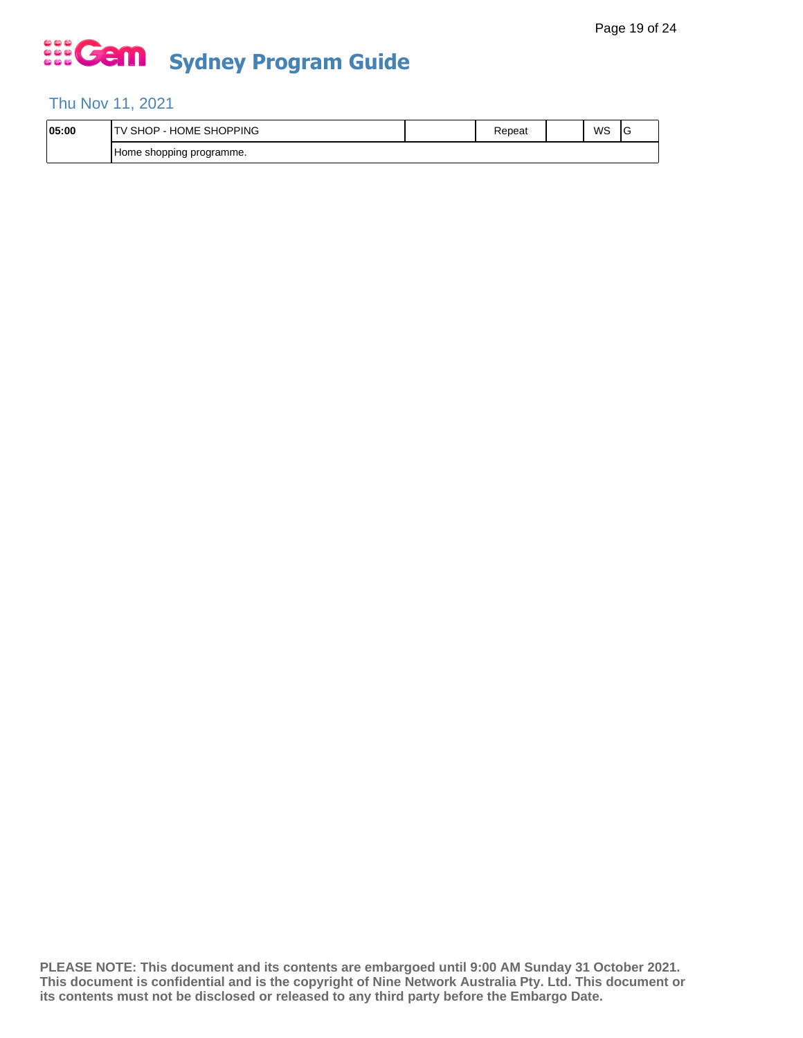# Sydney Program Guide

## Thu Nov 11, 2021

| | | | | | | |
|---|---|---|---|---|---|---|
| **05:00** | TV SHOP - HOME SHOPPING | | Repeat | | WS | G |
| | Home shopping programme. | | | | | |

**PLEASE NOTE: This document and its contents are embargoed until 9:00 AM Sunday 31 October 2021. This document is confidential and is the copyright of Nine Network Australia Pty. Ltd. This document or its contents must not be disclosed or released to any third party before the Embargo Date.**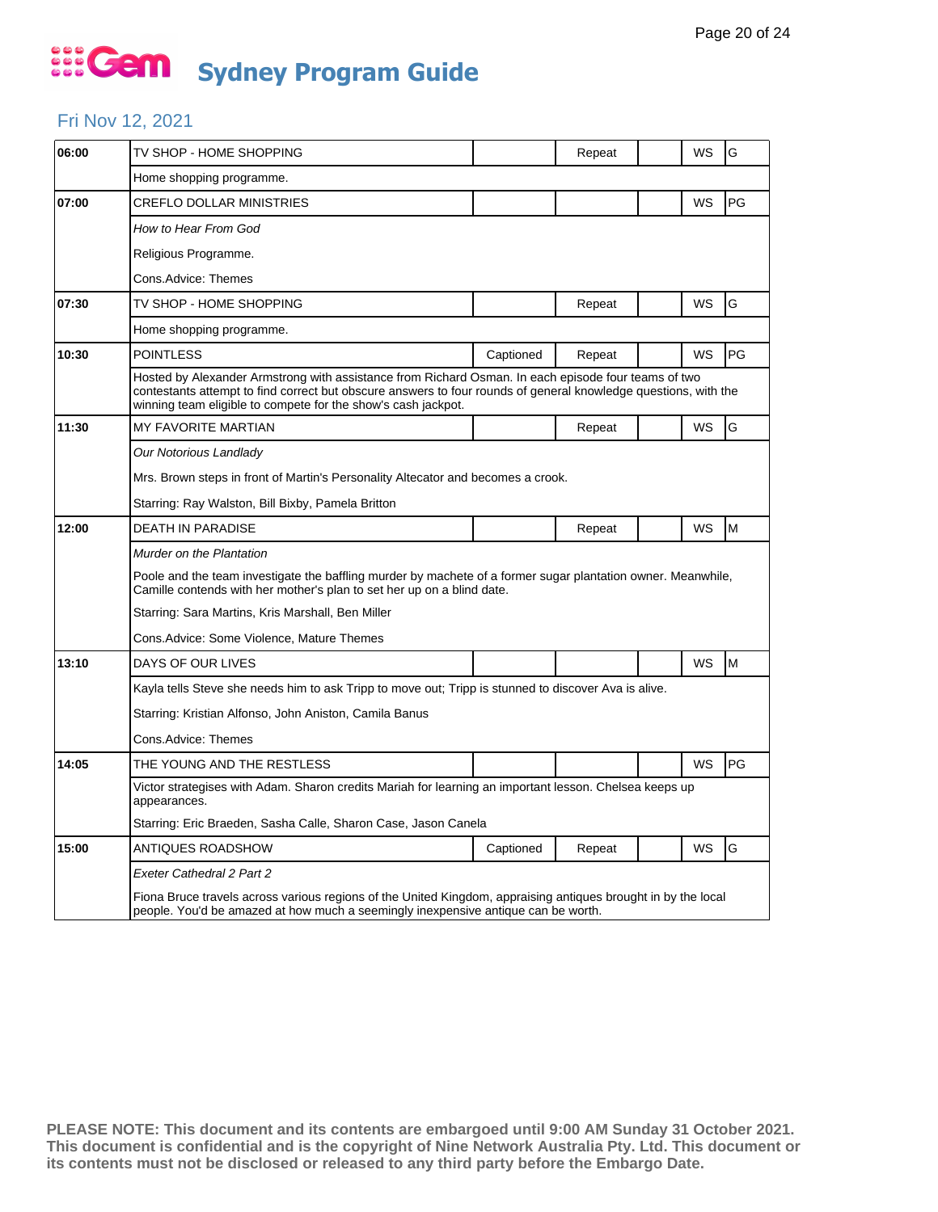# Gem Sydney Program Guide

## Fri Nov 12, 2021

| Time | Program | Captioned | Repeat | | WS | Rating |
|---|---|---|---|---|---|---|
| 06:00 | TV SHOP - HOME SHOPPING | | Repeat | | WS | G |
| | Home shopping programme. | | | | | |
| 07:00 | CREFLO DOLLAR MINISTRIES | | | | WS | PG |
| | *How to Hear From God*<br>Religious Programme.<br>Cons.Advice: Themes | | | | | |
| 07:30 | TV SHOP - HOME SHOPPING | | Repeat | | WS | G |
| | Home shopping programme. | | | | | |
| 10:30 | POINTLESS | Captioned | Repeat | | WS | PG |
| | Hosted by Alexander Armstrong with assistance from Richard Osman. In each episode four teams of two contestants attempt to find correct but obscure answers to four rounds of general knowledge questions, with the winning team eligible to compete for the show's cash jackpot. | | | | | |
| 11:30 | MY FAVORITE MARTIAN | | Repeat | | WS | G |
| | *Our Notorious Landlady*<br>Mrs. Brown steps in front of Martin's Personality Altecator and becomes a crook.<br>Starring: Ray Walston, Bill Bixby, Pamela Britton | | | | | |
| 12:00 | DEATH IN PARADISE | | Repeat | | WS | M |
| | *Murder on the Plantation*<br>Poole and the team investigate the baffling murder by machete of a former sugar plantation owner. Meanwhile, Camille contends with her mother's plan to set her up on a blind date.<br>Starring: Sara Martins, Kris Marshall, Ben Miller<br>Cons.Advice: Some Violence, Mature Themes | | | | | |
| 13:10 | DAYS OF OUR LIVES | | | | WS | M |
| | Kayla tells Steve she needs him to ask Tripp to move out; Tripp is stunned to discover Ava is alive.<br>Starring: Kristian Alfonso, John Aniston, Camila Banus<br>Cons.Advice: Themes | | | | | |
| 14:05 | THE YOUNG AND THE RESTLESS | | | | WS | PG |
| | Victor strategises with Adam. Sharon credits Mariah for learning an important lesson. Chelsea keeps up appearances.<br>Starring: Eric Braeden, Sasha Calle, Sharon Case, Jason Canela | | | | | |
| 15:00 | ANTIQUES ROADSHOW | Captioned | Repeat | | WS | G |
| | *Exeter Cathedral 2 Part 2*<br>Fiona Bruce travels across various regions of the United Kingdom, appraising antiques brought in by the local people. You'd be amazed at how much a seemingly inexpensive antique can be worth. | | | | | |

**PLEASE NOTE: This document and its contents are embargoed until 9:00 AM Sunday 31 October 2021. This document is confidential and is the copyright of Nine Network Australia Pty. Ltd. This document or its contents must not be disclosed or released to any third party before the Embargo Date.**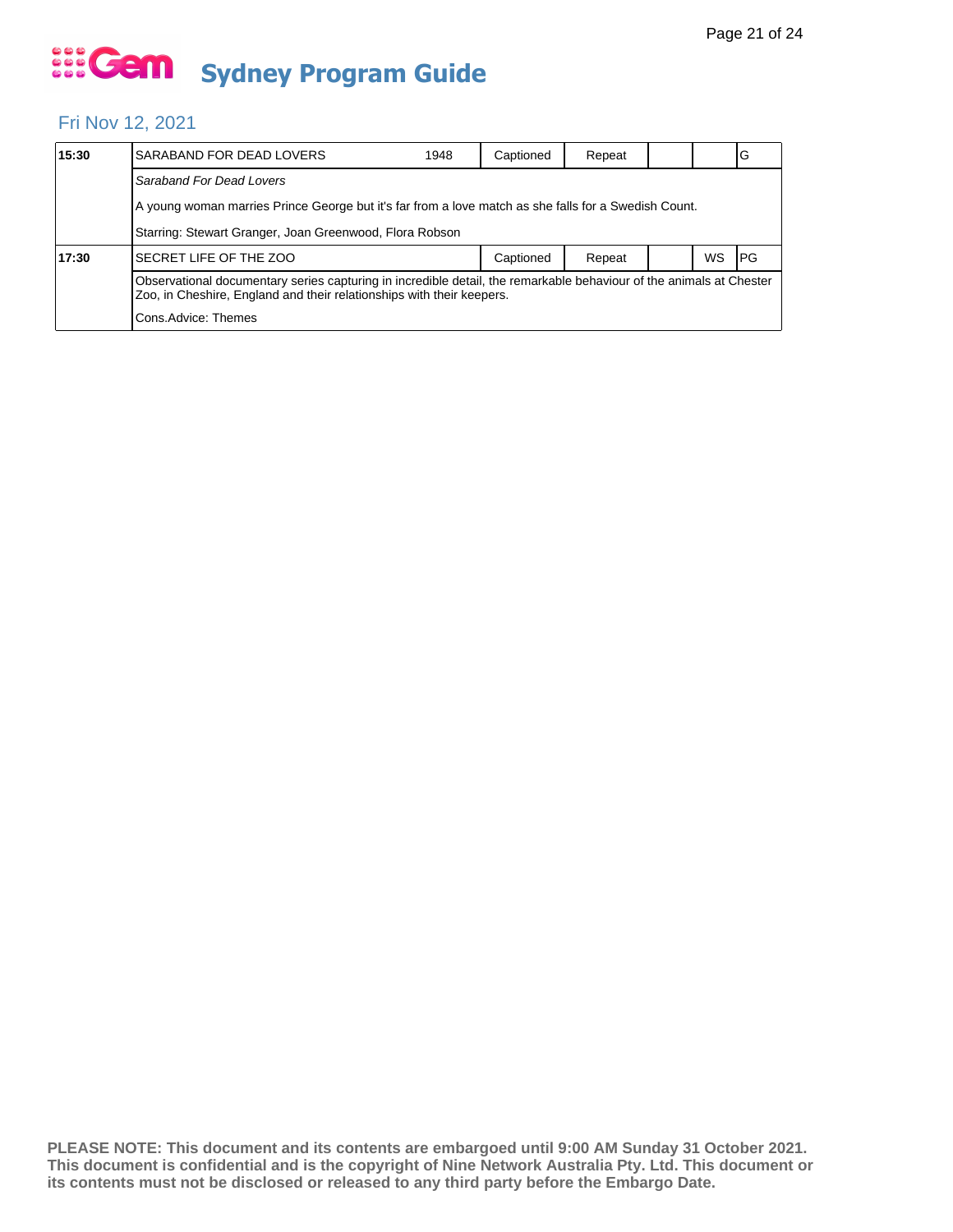# Sydney Program Guide

## Fri Nov 12, 2021

| Time | Program | Year | Captioned | Repeat | | | Rating |
|---|---|---|---|---|---|---|---|
| 15:30 | SARABAND FOR DEAD LOVERS | 1948 | Captioned | Repeat | | | G |
| | *Saraband For Dead Lovers*<br><br>A young woman marries Prince George but it's far from a love match as she falls for a Swedish Count.<br><br>Starring: Stewart Granger, Joan Greenwood, Flora Robson | | | | | | |
| 17:30 | SECRET LIFE OF THE ZOO | | Captioned | Repeat | | WS | PG |
| | Observational documentary series capturing in incredible detail, the remarkable behaviour of the animals at Chester Zoo, in Cheshire, England and their relationships with their keepers.<br><br>Cons.Advice: Themes | | | | | | |

**PLEASE NOTE: This document and its contents are embargoed until 9:00 AM Sunday 31 October 2021. This document is confidential and is the copyright of Nine Network Australia Pty. Ltd. This document or its contents must not be disclosed or released to any third party before the Embargo Date.**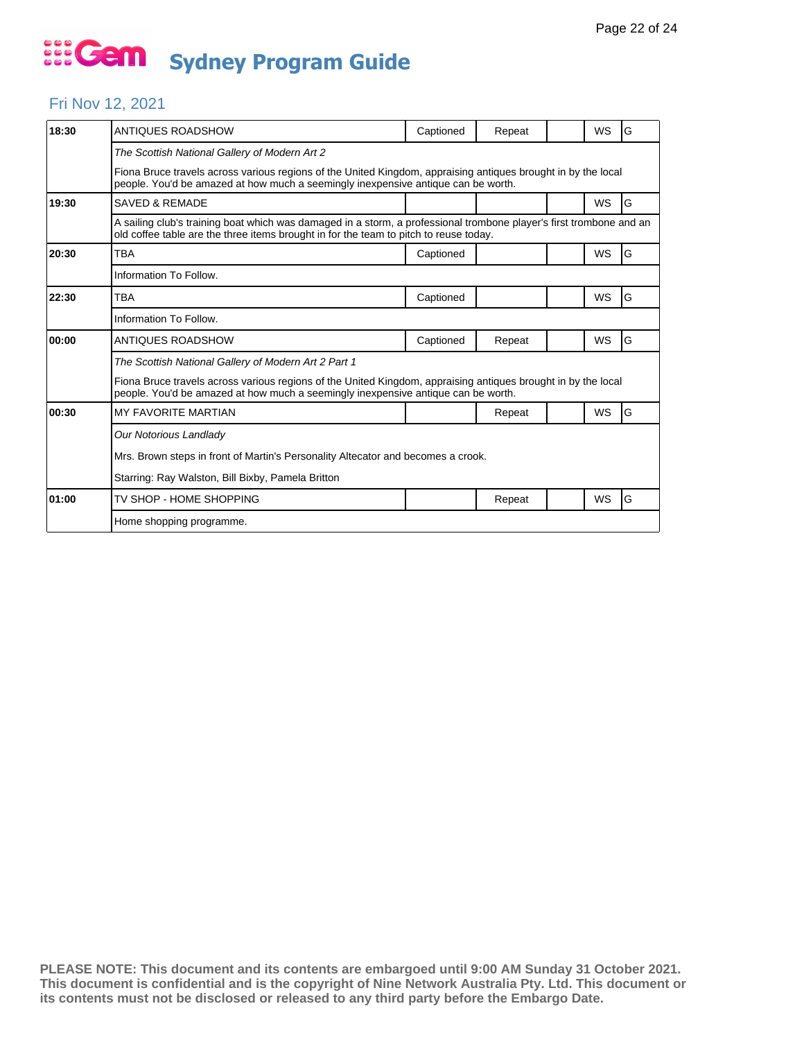# Gem Sydney Program Guide

## Fri Nov 12, 2021

| Time | Program | Captioned | Repeat | | WS | Rating |
|---|---|---|---|---|---|---|
| 18:30 | ANTIQUES ROADSHOW | Captioned | Repeat | | WS | G |
| | *The Scottish National Gallery of Modern Art 2* | | | | | |
| | Fiona Bruce travels across various regions of the United Kingdom, appraising antiques brought in by the local people. You'd be amazed at how much a seemingly inexpensive antique can be worth. | | | | | |
| 19:30 | SAVED & REMADE | | | | WS | G |
| | A sailing club's training boat which was damaged in a storm, a professional trombone player's first trombone and an old coffee table are the three items brought in for the team to pitch to reuse today. | | | | | |
| 20:30 | TBA | Captioned | | | WS | G |
| | Information To Follow. | | | | | |
| 22:30 | TBA | Captioned | | | WS | G |
| | Information To Follow. | | | | | |
| 00:00 | ANTIQUES ROADSHOW | Captioned | Repeat | | WS | G |
| | *The Scottish National Gallery of Modern Art 2 Part 1* | | | | | |
| | Fiona Bruce travels across various regions of the United Kingdom, appraising antiques brought in by the local people. You'd be amazed at how much a seemingly inexpensive antique can be worth. | | | | | |
| 00:30 | MY FAVORITE MARTIAN | | Repeat | | WS | G |
| | *Our Notorious Landlady* | | | | | |
| | Mrs. Brown steps in front of Martin's Personality Altecator and becomes a crook. | | | | | |
| | Starring: Ray Walston, Bill Bixby, Pamela Britton | | | | | |
| 01:00 | TV SHOP - HOME SHOPPING | | Repeat | | WS | G |
| | Home shopping programme. | | | | | |

**PLEASE NOTE: This document and its contents are embargoed until 9:00 AM Sunday 31 October 2021. This document is confidential and is the copyright of Nine Network Australia Pty. Ltd. This document or its contents must not be disclosed or released to any third party before the Embargo Date.**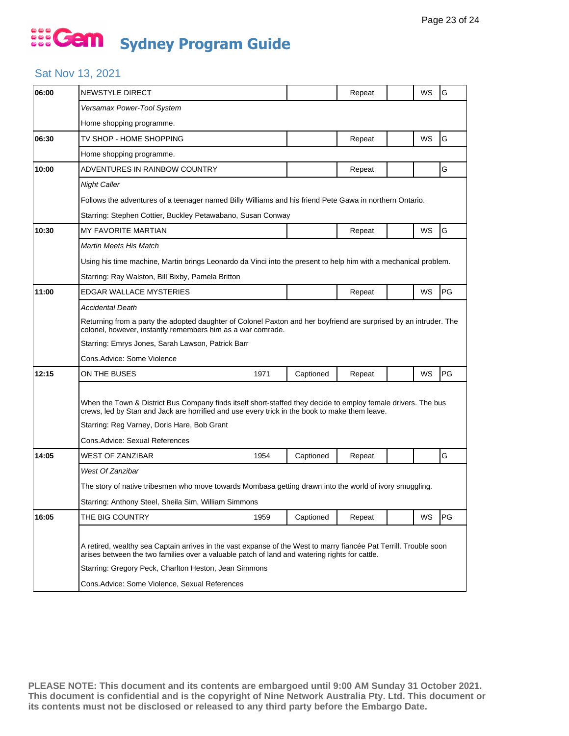# Sydney Program Guide

## Sat Nov 13, 2021

| Time | Program | Year | Captioned | Repeat | | WS | Rating |
|---|---|---|---|---|---|---|---|
| 06:00 | NEWSTYLE DIRECT | | | Repeat | | WS | G |
| | *Versamax Power-Tool System* | | | | | | |
| | Home shopping programme. | | | | | | |
| 06:30 | TV SHOP - HOME SHOPPING | | | Repeat | | WS | G |
| | Home shopping programme. | | | | | | |
| 10:00 | ADVENTURES IN RAINBOW COUNTRY | | | Repeat | | | G |
| | *Night Caller* | | | | | | |
| | Follows the adventures of a teenager named Billy Williams and his friend Pete Gawa in northern Ontario. | | | | | | |
| | Starring: Stephen Cottier, Buckley Petawabano, Susan Conway | | | | | | |
| 10:30 | MY FAVORITE MARTIAN | | | Repeat | | WS | G |
| | *Martin Meets His Match* | | | | | | |
| | Using his time machine, Martin brings Leonardo da Vinci into the present to help him with a mechanical problem. | | | | | | |
| | Starring: Ray Walston, Bill Bixby, Pamela Britton | | | | | | |
| 11:00 | EDGAR WALLACE MYSTERIES | | | Repeat | | WS | PG |
| | *Accidental Death* | | | | | | |
| | Returning from a party the adopted daughter of Colonel Paxton and her boyfriend are surprised by an intruder. The colonel, however, instantly remembers him as a war comrade. | | | | | | |
| | Starring: Emrys Jones, Sarah Lawson, Patrick Barr | | | | | | |
| | Cons.Advice: Some Violence | | | | | | |
| 12:15 | ON THE BUSES | 1971 | Captioned | Repeat | | WS | PG |
| | When the Town & District Bus Company finds itself short-staffed they decide to employ female drivers. The bus crews, led by Stan and Jack are horrified and use every trick in the book to make them leave. | | | | | | |
| | Starring: Reg Varney, Doris Hare, Bob Grant | | | | | | |
| | Cons.Advice: Sexual References | | | | | | |
| 14:05 | WEST OF ZANZIBAR | 1954 | Captioned | Repeat | | | G |
| | *West Of Zanzibar* | | | | | | |
| | The story of native tribesmen who move towards Mombasa getting drawn into the world of ivory smuggling. | | | | | | |
| | Starring: Anthony Steel, Sheila Sim, William Simmons | | | | | | |
| 16:05 | THE BIG COUNTRY | 1959 | Captioned | Repeat | | WS | PG |
| | A retired, wealthy sea Captain arrives in the vast expanse of the West to marry fiancée Pat Terrill. Trouble soon arises between the two families over a valuable patch of land and watering rights for cattle. | | | | | | |
| | Starring: Gregory Peck, Charlton Heston, Jean Simmons | | | | | | |
| | Cons.Advice: Some Violence, Sexual References | | | | | | |

**PLEASE NOTE: This document and its contents are embargoed until 9:00 AM Sunday 31 October 2021. This document is confidential and is the copyright of Nine Network Australia Pty. Ltd. This document or its contents must not be disclosed or released to any third party before the Embargo Date.**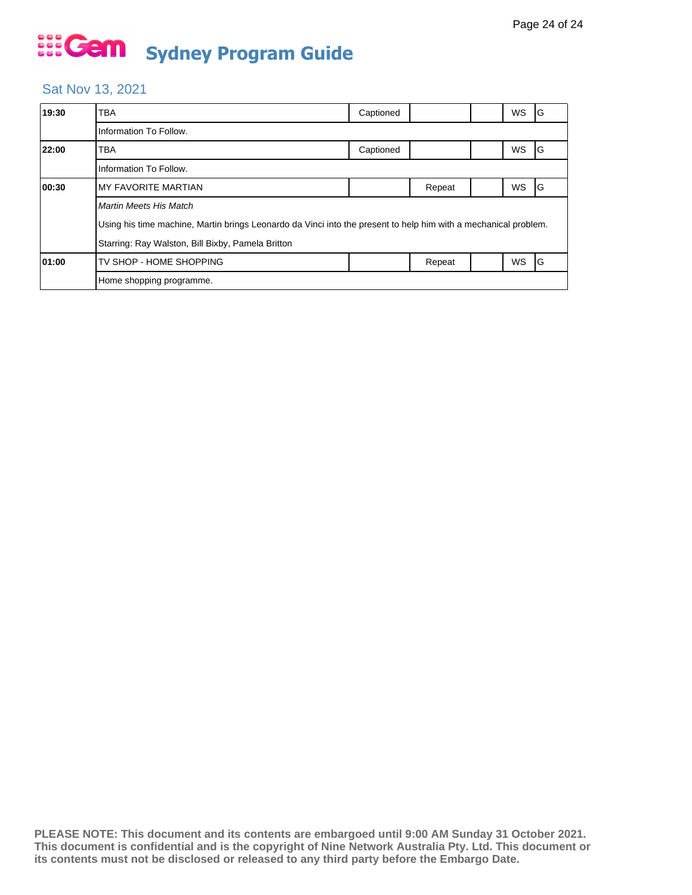# Sydney Program Guide

## Sat Nov 13, 2021

| | | | | | | |
|---|---|---|---|---|---|---|
| **19:30** | TBA | Captioned | | | WS | G |
| | Information To Follow. | | | | | |
| **22:00** | TBA | Captioned | | | WS | G |
| | Information To Follow. | | | | | |
| **00:30** | MY FAVORITE MARTIAN | | Repeat | | WS | G |
| | *Martin Meets His Match*<br>Using his time machine, Martin brings Leonardo da Vinci into the present to help him with a mechanical problem.<br>Starring: Ray Walston, Bill Bixby, Pamela Britton | | | | | |
| **01:00** | TV SHOP - HOME SHOPPING | | Repeat | | WS | G |
| | Home shopping programme. | | | | | |

**PLEASE NOTE: This document and its contents are embargoed until 9:00 AM Sunday 31 October 2021. This document is confidential and is the copyright of Nine Network Australia Pty. Ltd. This document or its contents must not be disclosed or released to any third party before the Embargo Date.**